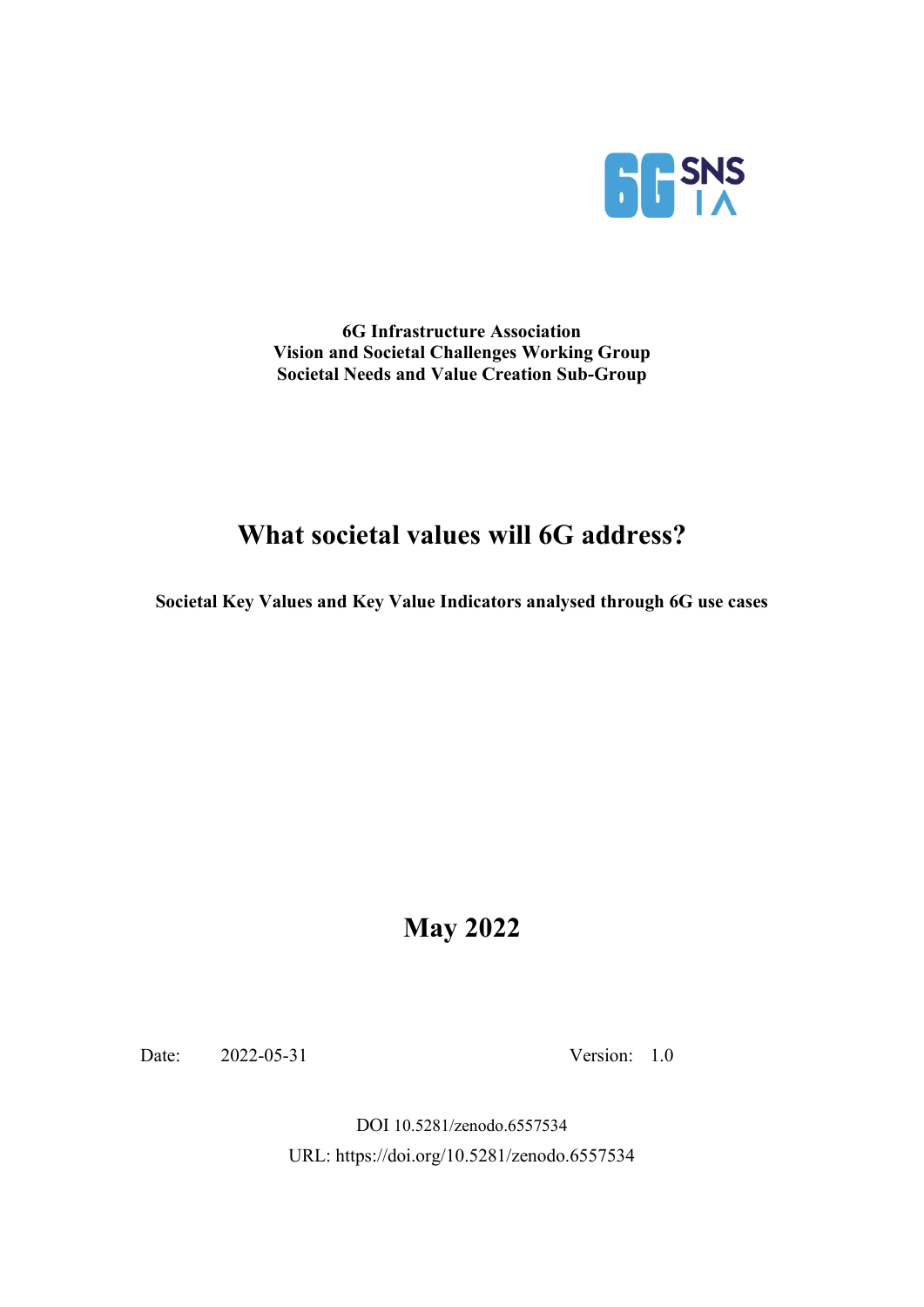**6G Infrastructure Association**
**Vision and Societal Challenges Working Group**
**Societal Needs and Value Creation Sub-Group**

# What societal values will 6G address?

**Societal Key Values and Key Value Indicators analysed through 6G use cases**

## May 2022

Date: 2022-05-31 Version: 1.0

DOI 10.5281/zenodo.6557534

URL: https://doi.org/10.5281/zenodo.6557534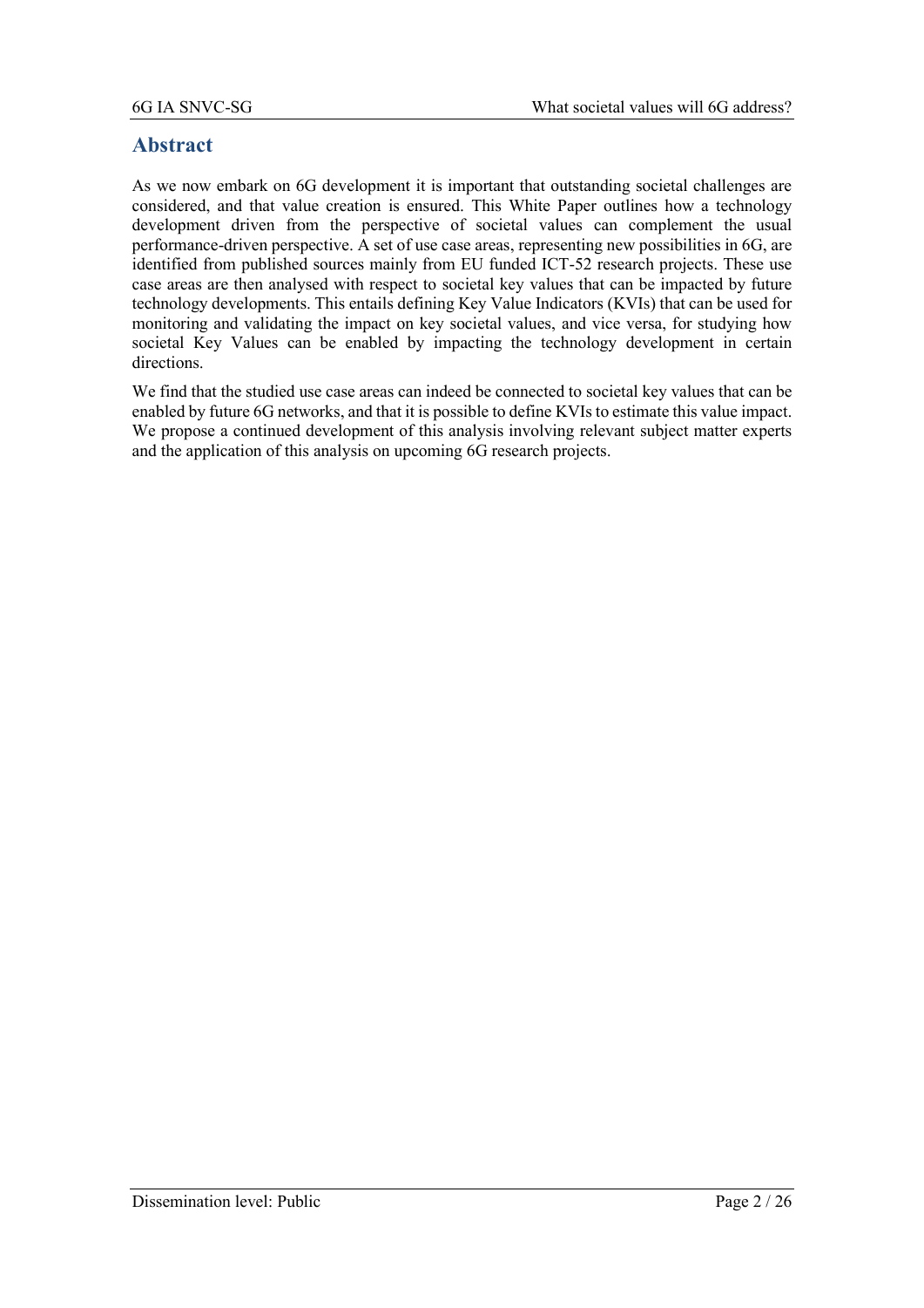# Abstract

As we now embark on 6G development it is important that outstanding societal challenges are considered, and that value creation is ensured. This White Paper outlines how a technology development driven from the perspective of societal values can complement the usual performance-driven perspective. A set of use case areas, representing new possibilities in 6G, are identified from published sources mainly from EU funded ICT-52 research projects. These use case areas are then analysed with respect to societal key values that can be impacted by future technology developments. This entails defining Key Value Indicators (KVIs) that can be used for monitoring and validating the impact on key societal values, and vice versa, for studying how societal Key Values can be enabled by impacting the technology development in certain directions.

We find that the studied use case areas can indeed be connected to societal key values that can be enabled by future 6G networks, and that it is possible to define KVIs to estimate this value impact. We propose a continued development of this analysis involving relevant subject matter experts and the application of this analysis on upcoming 6G research projects.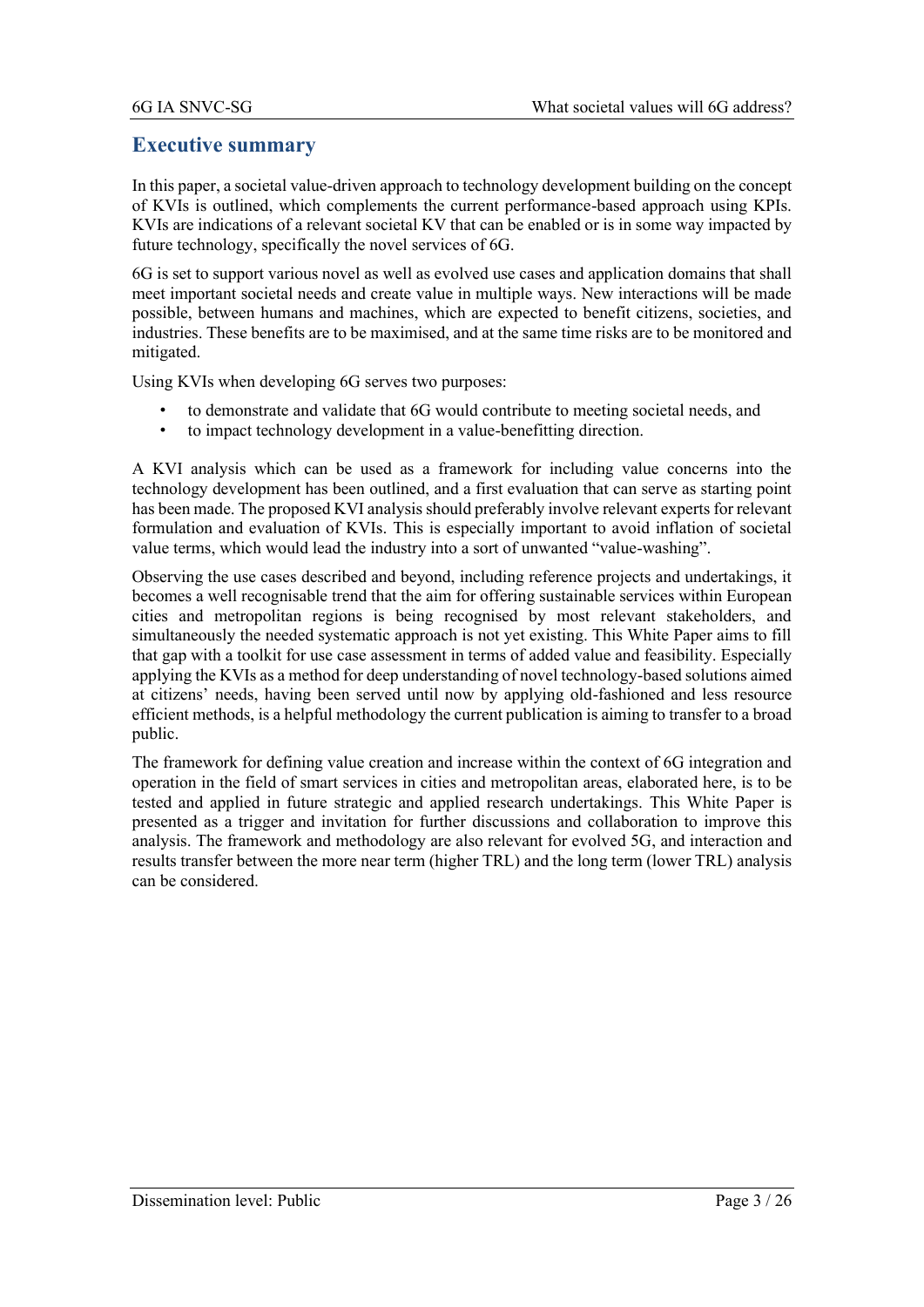# Executive summary

In this paper, a societal value-driven approach to technology development building on the concept of KVIs is outlined, which complements the current performance-based approach using KPIs. KVIs are indications of a relevant societal KV that can be enabled or is in some way impacted by future technology, specifically the novel services of 6G.

6G is set to support various novel as well as evolved use cases and application domains that shall meet important societal needs and create value in multiple ways. New interactions will be made possible, between humans and machines, which are expected to benefit citizens, societies, and industries. These benefits are to be maximised, and at the same time risks are to be monitored and mitigated.

Using KVIs when developing 6G serves two purposes:

- to demonstrate and validate that 6G would contribute to meeting societal needs, and
- to impact technology development in a value-benefitting direction.

A KVI analysis which can be used as a framework for including value concerns into the technology development has been outlined, and a first evaluation that can serve as starting point has been made. The proposed KVI analysis should preferably involve relevant experts for relevant formulation and evaluation of KVIs. This is especially important to avoid inflation of societal value terms, which would lead the industry into a sort of unwanted "value-washing".

Observing the use cases described and beyond, including reference projects and undertakings, it becomes a well recognisable trend that the aim for offering sustainable services within European cities and metropolitan regions is being recognised by most relevant stakeholders, and simultaneously the needed systematic approach is not yet existing. This White Paper aims to fill that gap with a toolkit for use case assessment in terms of added value and feasibility. Especially applying the KVIs as a method for deep understanding of novel technology-based solutions aimed at citizens' needs, having been served until now by applying old-fashioned and less resource efficient methods, is a helpful methodology the current publication is aiming to transfer to a broad public.

The framework for defining value creation and increase within the context of 6G integration and operation in the field of smart services in cities and metropolitan areas, elaborated here, is to be tested and applied in future strategic and applied research undertakings. This White Paper is presented as a trigger and invitation for further discussions and collaboration to improve this analysis. The framework and methodology are also relevant for evolved 5G, and interaction and results transfer between the more near term (higher TRL) and the long term (lower TRL) analysis can be considered.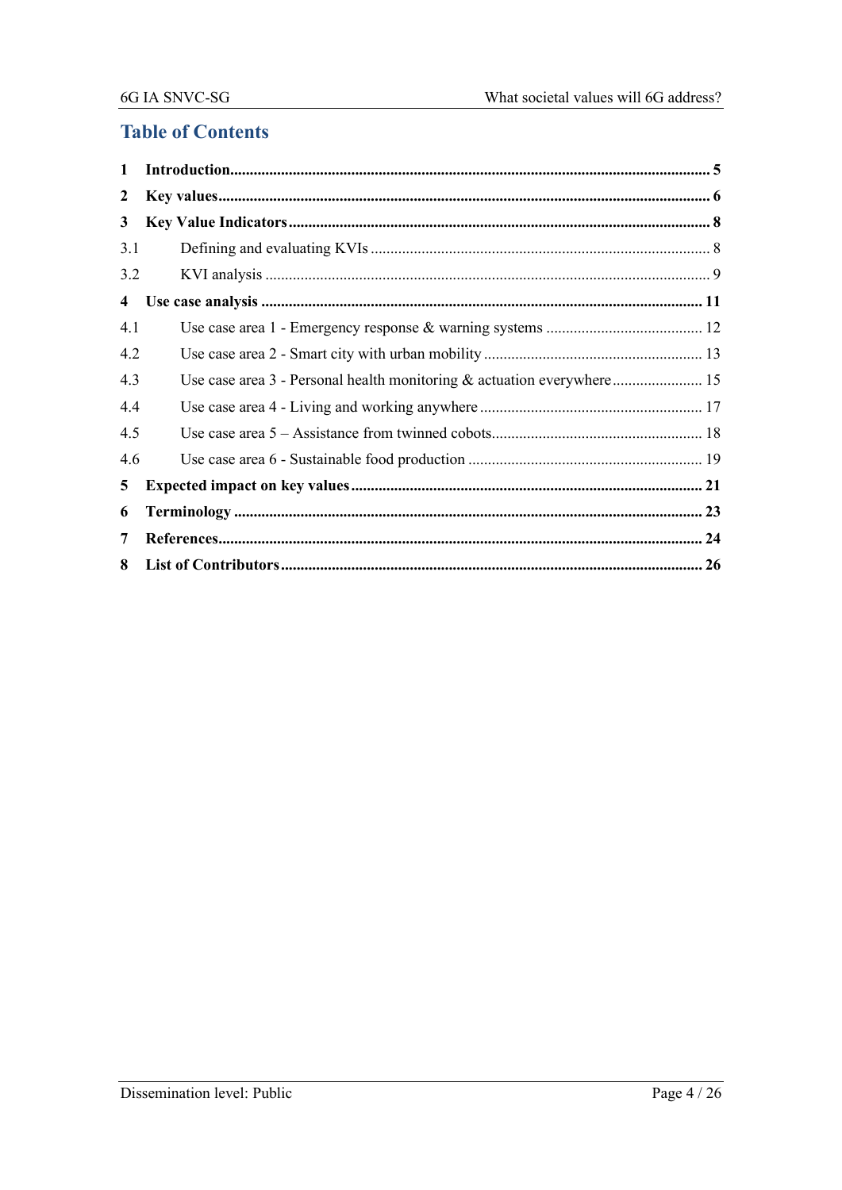# Table of Contents

| | | |
|---|---|---|
| **1** | **Introduction** | **5** |
| **2** | **Key values** | **6** |
| **3** | **Key Value Indicators** | **8** |
| 3.1 | Defining and evaluating KVIs | 8 |
| 3.2 | KVI analysis | 9 |
| **4** | **Use case analysis** | **11** |
| 4.1 | Use case area 1 - Emergency response & warning systems | 12 |
| 4.2 | Use case area 2 - Smart city with urban mobility | 13 |
| 4.3 | Use case area 3 - Personal health monitoring & actuation everywhere | 15 |
| 4.4 | Use case area 4 - Living and working anywhere | 17 |
| 4.5 | Use case area 5 – Assistance from twinned cobots | 18 |
| 4.6 | Use case area 6 - Sustainable food production | 19 |
| **5** | **Expected impact on key values** | **21** |
| **6** | **Terminology** | **23** |
| **7** | **References** | **24** |
| **8** | **List of Contributors** | **26** |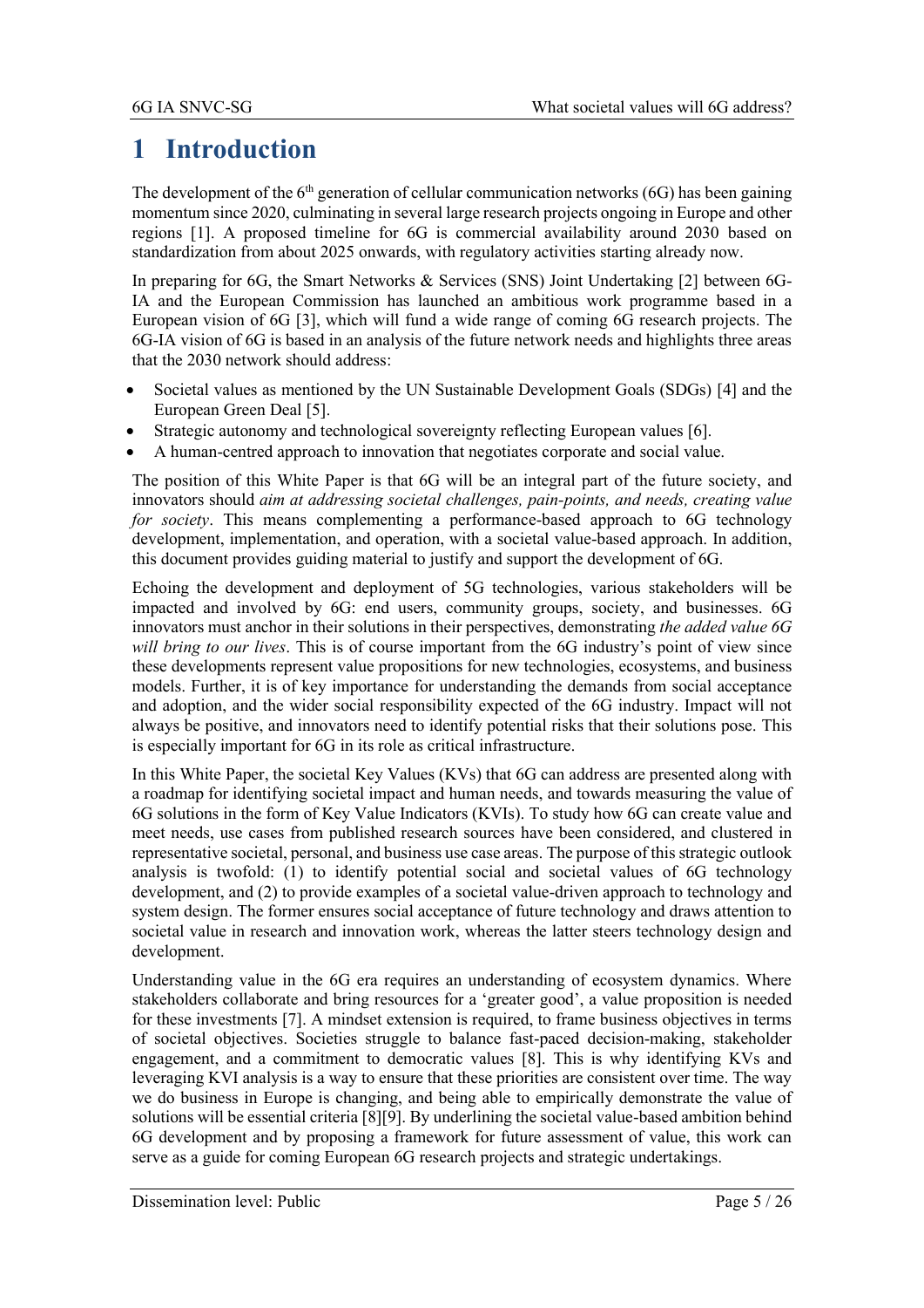# 1 Introduction

The development of the $6^{th}$ generation of cellular communication networks (6G) has been gaining momentum since 2020, culminating in several large research projects ongoing in Europe and other regions [1]. A proposed timeline for 6G is commercial availability around 2030 based on standardization from about 2025 onwards, with regulatory activities starting already now.

In preparing for 6G, the Smart Networks & Services (SNS) Joint Undertaking [2] between 6G-IA and the European Commission has launched an ambitious work programme based in a European vision of 6G [3], which will fund a wide range of coming 6G research projects. The 6G-IA vision of 6G is based in an analysis of the future network needs and highlights three areas that the 2030 network should address:

- Societal values as mentioned by the UN Sustainable Development Goals (SDGs) [4] and the European Green Deal [5].
- Strategic autonomy and technological sovereignty reflecting European values [6].
- A human-centred approach to innovation that negotiates corporate and social value.

The position of this White Paper is that 6G will be an integral part of the future society, and innovators should *aim at addressing societal challenges, pain-points, and needs, creating value for society*. This means complementing a performance-based approach to 6G technology development, implementation, and operation, with a societal value-based approach. In addition, this document provides guiding material to justify and support the development of 6G.

Echoing the development and deployment of 5G technologies, various stakeholders will be impacted and involved by 6G: end users, community groups, society, and businesses. 6G innovators must anchor in their solutions in their perspectives, demonstrating *the added value 6G will bring to our lives*. This is of course important from the 6G industry's point of view since these developments represent value propositions for new technologies, ecosystems, and business models. Further, it is of key importance for understanding the demands from social acceptance and adoption, and the wider social responsibility expected of the 6G industry. Impact will not always be positive, and innovators need to identify potential risks that their solutions pose. This is especially important for 6G in its role as critical infrastructure.

In this White Paper, the societal Key Values (KVs) that 6G can address are presented along with a roadmap for identifying societal impact and human needs, and towards measuring the value of 6G solutions in the form of Key Value Indicators (KVIs). To study how 6G can create value and meet needs, use cases from published research sources have been considered, and clustered in representative societal, personal, and business use case areas. The purpose of this strategic outlook analysis is twofold: (1) to identify potential social and societal values of 6G technology development, and (2) to provide examples of a societal value-driven approach to technology and system design. The former ensures social acceptance of future technology and draws attention to societal value in research and innovation work, whereas the latter steers technology design and development.

Understanding value in the 6G era requires an understanding of ecosystem dynamics. Where stakeholders collaborate and bring resources for a 'greater good', a value proposition is needed for these investments [7]. A mindset extension is required, to frame business objectives in terms of societal objectives. Societies struggle to balance fast-paced decision-making, stakeholder engagement, and a commitment to democratic values [8]. This is why identifying KVs and leveraging KVI analysis is a way to ensure that these priorities are consistent over time. The way we do business in Europe is changing, and being able to empirically demonstrate the value of solutions will be essential criteria [8][9]. By underlining the societal value-based ambition behind 6G development and by proposing a framework for future assessment of value, this work can serve as a guide for coming European 6G research projects and strategic undertakings.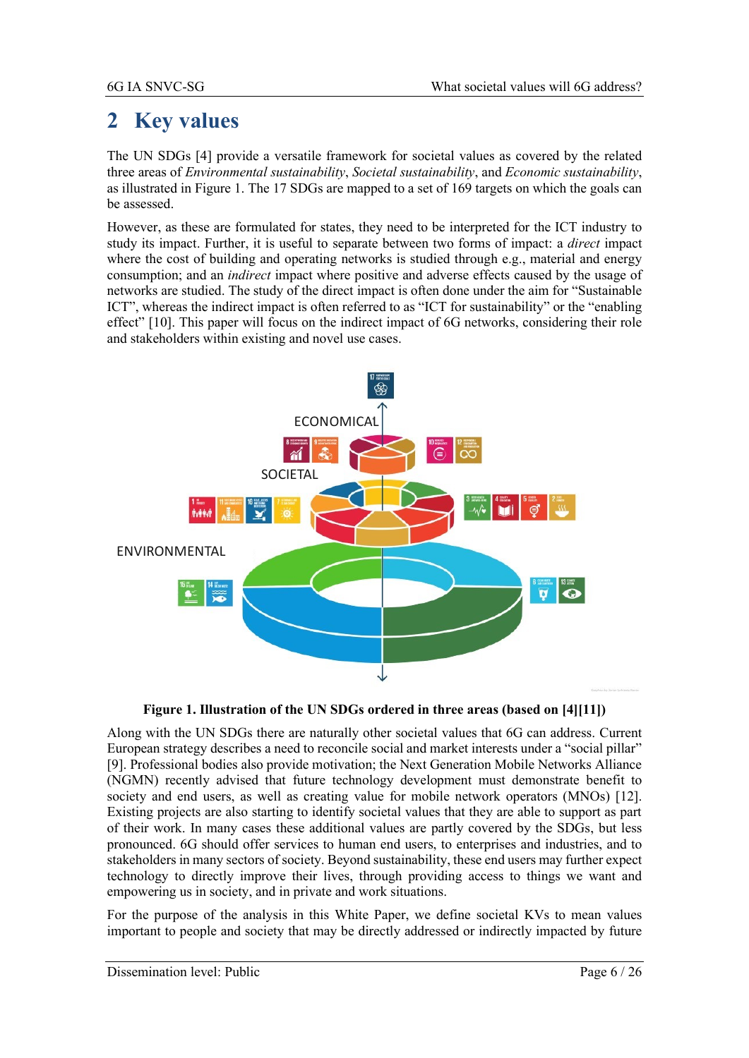# 2 Key values

The UN SDGs [4] provide a versatile framework for societal values as covered by the related three areas of *Environmental sustainability*, *Societal sustainability*, and *Economic sustainability*, as illustrated in Figure 1. The 17 SDGs are mapped to a set of 169 targets on which the goals can be assessed.

However, as these are formulated for states, they need to be interpreted for the ICT industry to study its impact. Further, it is useful to separate between two forms of impact: a *direct* impact where the cost of building and operating networks is studied through e.g., material and energy consumption; and an *indirect* impact where positive and adverse effects caused by the usage of networks are studied. The study of the direct impact is often done under the aim for "Sustainable ICT", whereas the indirect impact is often referred to as "ICT for sustainability" or the "enabling effect" [10]. This paper will focus on the indirect impact of 6G networks, considering their role and stakeholders within existing and novel use cases.

**Figure 1. Illustration of the UN SDGs ordered in three areas (based on [4][11])**

Along with the UN SDGs there are naturally other societal values that 6G can address. Current European strategy describes a need to reconcile social and market interests under a "social pillar" [9]. Professional bodies also provide motivation; the Next Generation Mobile Networks Alliance (NGMN) recently advised that future technology development must demonstrate benefit to society and end users, as well as creating value for mobile network operators (MNOs) [12]. Existing projects are also starting to identify societal values that they are able to support as part of their work. In many cases these additional values are partly covered by the SDGs, but less pronounced. 6G should offer services to human end users, to enterprises and industries, and to stakeholders in many sectors of society. Beyond sustainability, these end users may further expect technology to directly improve their lives, through providing access to things we want and empowering us in society, and in private and work situations.

For the purpose of the analysis in this White Paper, we define societal KVs to mean values important to people and society that may be directly addressed or indirectly impacted by future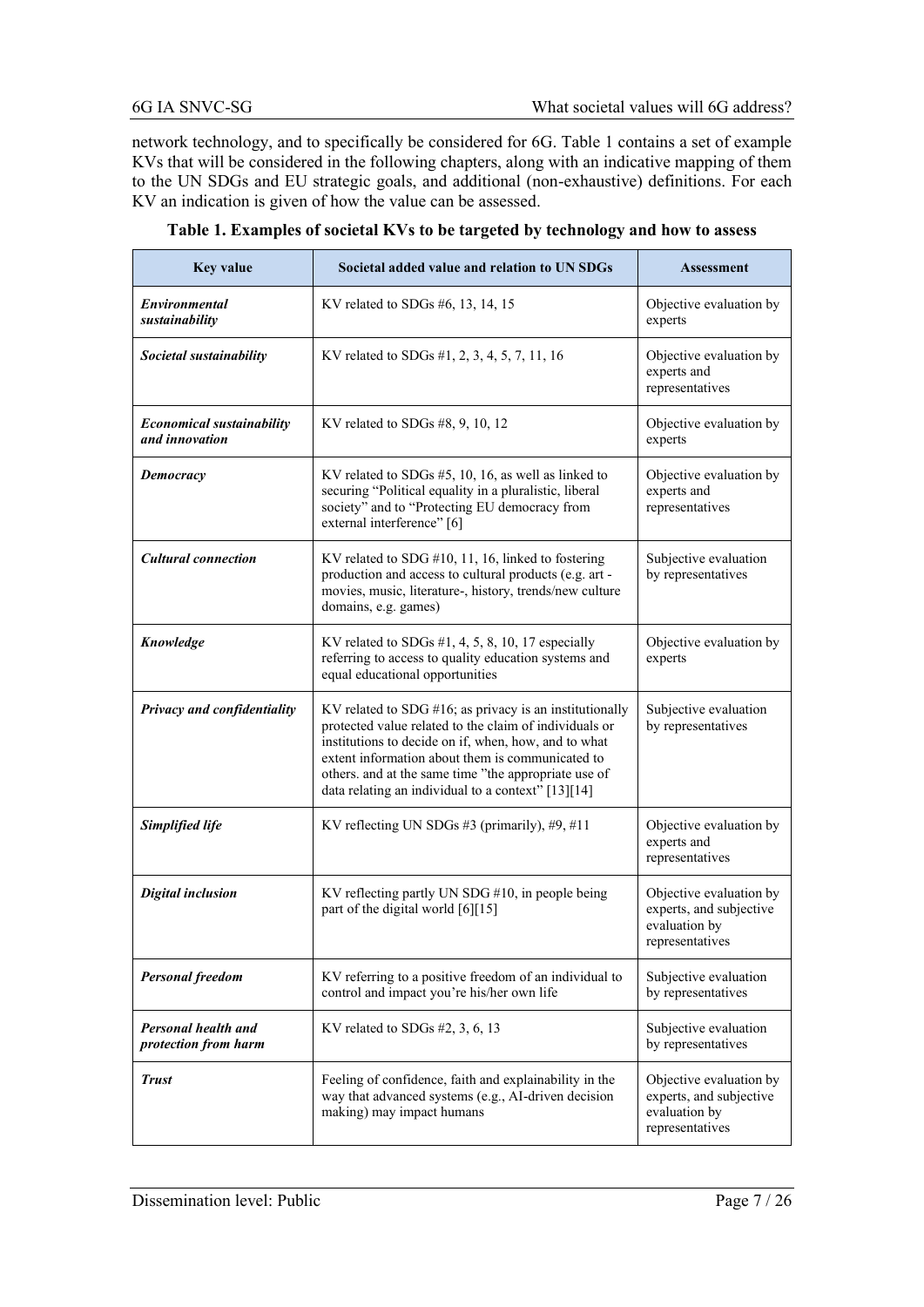network technology, and to specifically be considered for 6G. Table 1 contains a set of example KVs that will be considered in the following chapters, along with an indicative mapping of them to the UN SDGs and EU strategic goals, and additional (non-exhaustive) definitions. For each KV an indication is given of how the value can be assessed.

**Table 1. Examples of societal KVs to be targeted by technology and how to assess**

| Key value | Societal added value and relation to UN SDGs | Assessment |
|---|---|---|
| ***Environmental sustainability*** | KV related to SDGs #6, 13, 14, 15 | Objective evaluation by experts |
| ***Societal sustainability*** | KV related to SDGs #1, 2, 3, 4, 5, 7, 11, 16 | Objective evaluation by experts and representatives |
| ***Economical sustainability and innovation*** | KV related to SDGs #8, 9, 10, 12 | Objective evaluation by experts |
| ***Democracy*** | KV related to SDGs #5, 10, 16, as well as linked to securing "Political equality in a pluralistic, liberal society" and to "Protecting EU democracy from external interference" [6] | Objective evaluation by experts and representatives |
| ***Cultural connection*** | KV related to SDG #10, 11, 16, linked to fostering production and access to cultural products (e.g. art - movies, music, literature-, history, trends/new culture domains, e.g. games) | Subjective evaluation by representatives |
| ***Knowledge*** | KV related to SDGs #1, 4, 5, 8, 10, 17 especially referring to access to quality education systems and equal educational opportunities | Objective evaluation by experts |
| ***Privacy and confidentiality*** | KV related to SDG #16; as privacy is an institutionally protected value related to the claim of individuals or institutions to decide on if, when, how, and to what extent information about them is communicated to others. and at the same time "the appropriate use of data relating an individual to a context" [13][14] | Subjective evaluation by representatives |
| ***Simplified life*** | KV reflecting UN SDGs #3 (primarily), #9, #11 | Objective evaluation by experts and representatives |
| ***Digital inclusion*** | KV reflecting partly UN SDG #10, in people being part of the digital world [6][15] | Objective evaluation by experts, and subjective evaluation by representatives |
| ***Personal freedom*** | KV referring to a positive freedom of an individual to control and impact you're his/her own life | Subjective evaluation by representatives |
| ***Personal health and protection from harm*** | KV related to SDGs #2, 3, 6, 13 | Subjective evaluation by representatives |
| ***Trust*** | Feeling of confidence, faith and explainability in the way that advanced systems (e.g., AI-driven decision making) may impact humans | Objective evaluation by experts, and subjective evaluation by representatives |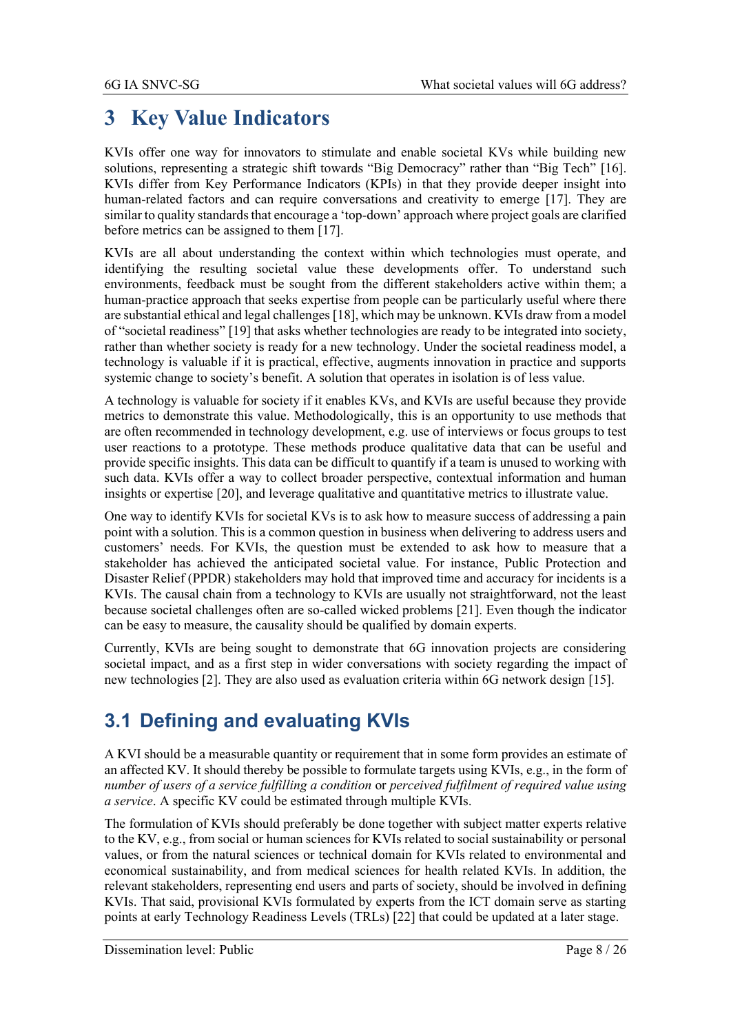# 3 Key Value Indicators

KVIs offer one way for innovators to stimulate and enable societal KVs while building new solutions, representing a strategic shift towards "Big Democracy" rather than "Big Tech" [16]. KVIs differ from Key Performance Indicators (KPIs) in that they provide deeper insight into human-related factors and can require conversations and creativity to emerge [17]. They are similar to quality standards that encourage a 'top-down' approach where project goals are clarified before metrics can be assigned to them [17].

KVIs are all about understanding the context within which technologies must operate, and identifying the resulting societal value these developments offer. To understand such environments, feedback must be sought from the different stakeholders active within them; a human-practice approach that seeks expertise from people can be particularly useful where there are substantial ethical and legal challenges [18], which may be unknown. KVIs draw from a model of "societal readiness" [19] that asks whether technologies are ready to be integrated into society, rather than whether society is ready for a new technology. Under the societal readiness model, a technology is valuable if it is practical, effective, augments innovation in practice and supports systemic change to society's benefit. A solution that operates in isolation is of less value.

A technology is valuable for society if it enables KVs, and KVIs are useful because they provide metrics to demonstrate this value. Methodologically, this is an opportunity to use methods that are often recommended in technology development, e.g. use of interviews or focus groups to test user reactions to a prototype. These methods produce qualitative data that can be useful and provide specific insights. This data can be difficult to quantify if a team is unused to working with such data. KVIs offer a way to collect broader perspective, contextual information and human insights or expertise [20], and leverage qualitative and quantitative metrics to illustrate value.

One way to identify KVIs for societal KVs is to ask how to measure success of addressing a pain point with a solution. This is a common question in business when delivering to address users and customers' needs. For KVIs, the question must be extended to ask how to measure that a stakeholder has achieved the anticipated societal value. For instance, Public Protection and Disaster Relief (PPDR) stakeholders may hold that improved time and accuracy for incidents is a KVIs. The causal chain from a technology to KVIs are usually not straightforward, not the least because societal challenges often are so-called wicked problems [21]. Even though the indicator can be easy to measure, the causality should be qualified by domain experts.

Currently, KVIs are being sought to demonstrate that 6G innovation projects are considering societal impact, and as a first step in wider conversations with society regarding the impact of new technologies [2]. They are also used as evaluation criteria within 6G network design [15].

## 3.1 Defining and evaluating KVIs

A KVI should be a measurable quantity or requirement that in some form provides an estimate of an affected KV. It should thereby be possible to formulate targets using KVIs, e.g., in the form of *number of users of a service fulfilling a condition* or *perceived fulfilment of required value using a service*. A specific KV could be estimated through multiple KVIs.

The formulation of KVIs should preferably be done together with subject matter experts relative to the KV, e.g., from social or human sciences for KVIs related to social sustainability or personal values, or from the natural sciences or technical domain for KVIs related to environmental and economical sustainability, and from medical sciences for health related KVIs. In addition, the relevant stakeholders, representing end users and parts of society, should be involved in defining KVIs. That said, provisional KVIs formulated by experts from the ICT domain serve as starting points at early Technology Readiness Levels (TRLs) [22] that could be updated at a later stage.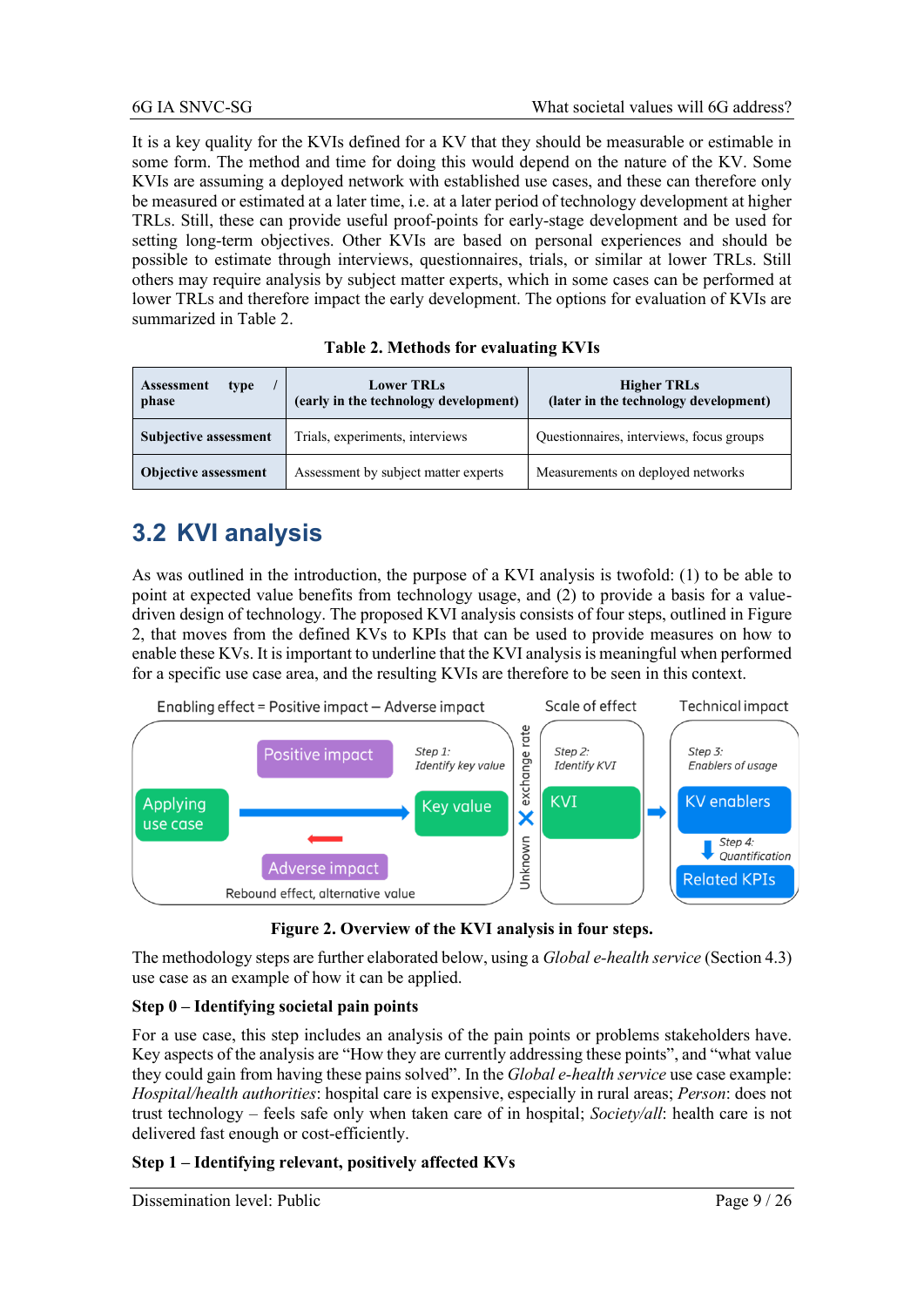It is a key quality for the KVIs defined for a KV that they should be measurable or estimable in some form. The method and time for doing this would depend on the nature of the KV. Some KVIs are assuming a deployed network with established use cases, and these can therefore only be measured or estimated at a later time, i.e. at a later period of technology development at higher TRLs. Still, these can provide useful proof-points for early-stage development and be used for setting long-term objectives. Other KVIs are based on personal experiences and should be possible to estimate through interviews, questionnaires, trials, or similar at lower TRLs. Still others may require analysis by subject matter experts, which in some cases can be performed at lower TRLs and therefore impact the early development. The options for evaluation of KVIs are summarized in Table 2.

**Table 2. Methods for evaluating KVIs**

| Assessment type / phase | Lower TRLs (early in the technology development) | Higher TRLs (later in the technology development) |
|---|---|---|
| **Subjective assessment** | Trials, experiments, interviews | Questionnaires, interviews, focus groups |
| **Objective assessment** | Assessment by subject matter experts | Measurements on deployed networks |

## 3.2 KVI analysis

As was outlined in the introduction, the purpose of a KVI analysis is twofold: (1) to be able to point at expected value benefits from technology usage, and (2) to provide a basis for a value-driven design of technology. The proposed KVI analysis consists of four steps, outlined in Figure 2, that moves from the defined KVs to KPIs that can be used to provide measures on how to enable these KVs. It is important to underline that the KVI analysis is meaningful when performed for a specific use case area, and the resulting KVIs are therefore to be seen in this context.

Enabling effect = Positive impact – Adverse impact | Scale of effect | Technical impact

Positive impact; Step 1: Identify key value; Applying use case → Key value; Adverse impact; Rebound effect, alternative value; Unknown exchange rate; Step 2: Identify KVI; KVI → Step 3: Enablers of usage; KV enablers; Step 4: Quantification; Related KPIs

**Figure 2. Overview of the KVI analysis in four steps.**

The methodology steps are further elaborated below, using a *Global e-health service* (Section 4.3) use case as an example of how it can be applied.

**Step 0 – Identifying societal pain points**

For a use case, this step includes an analysis of the pain points or problems stakeholders have. Key aspects of the analysis are "How they are currently addressing these points", and "what value they could gain from having these pains solved". In the *Global e-health service* use case example: *Hospital/health authorities*: hospital care is expensive, especially in rural areas; *Person*: does not trust technology – feels safe only when taken care of in hospital; *Society/all*: health care is not delivered fast enough or cost-efficiently.

**Step 1 – Identifying relevant, positively affected KVs**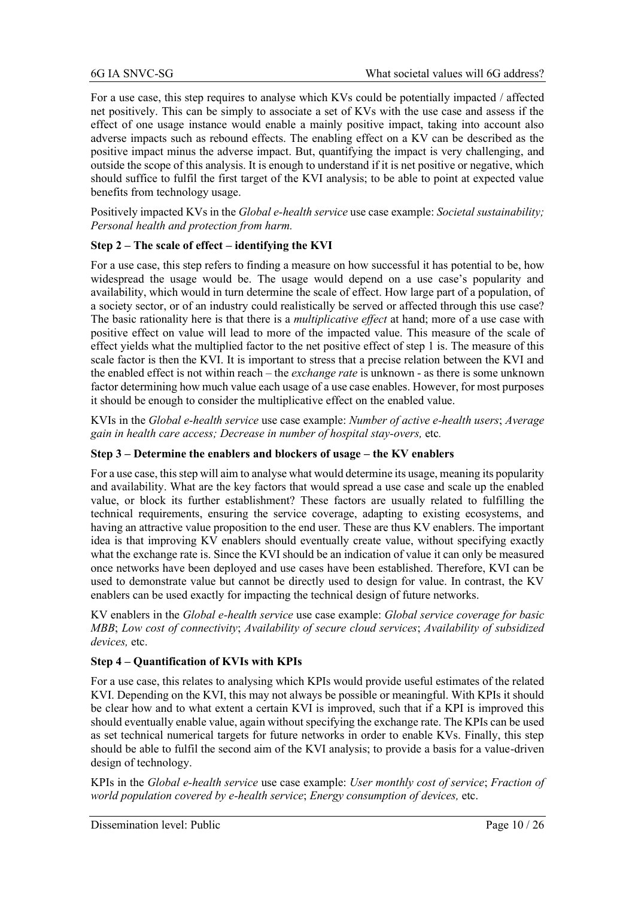For a use case, this step requires to analyse which KVs could be potentially impacted / affected net positively. This can be simply to associate a set of KVs with the use case and assess if the effect of one usage instance would enable a mainly positive impact, taking into account also adverse impacts such as rebound effects. The enabling effect on a KV can be described as the positive impact minus the adverse impact. But, quantifying the impact is very challenging, and outside the scope of this analysis. It is enough to understand if it is net positive or negative, which should suffice to fulfil the first target of the KVI analysis; to be able to point at expected value benefits from technology usage.

Positively impacted KVs in the *Global e-health service* use case example: *Societal sustainability; Personal health and protection from harm.*

**Step 2 – The scale of effect – identifying the KVI**

For a use case, this step refers to finding a measure on how successful it has potential to be, how widespread the usage would be. The usage would depend on a use case's popularity and availability, which would in turn determine the scale of effect. How large part of a population, of a society sector, or of an industry could realistically be served or affected through this use case? The basic rationality here is that there is a *multiplicative effect* at hand; more of a use case with positive effect on value will lead to more of the impacted value. This measure of the scale of effect yields what the multiplied factor to the net positive effect of step 1 is. The measure of this scale factor is then the KVI. It is important to stress that a precise relation between the KVI and the enabled effect is not within reach – the *exchange rate* is unknown - as there is some unknown factor determining how much value each usage of a use case enables. However, for most purposes it should be enough to consider the multiplicative effect on the enabled value.

KVIs in the *Global e-health service* use case example: *Number of active e-health users*; *Average gain in health care access; Decrease in number of hospital stay-overs,* etc*.*

**Step 3 – Determine the enablers and blockers of usage – the KV enablers**

For a use case, this step will aim to analyse what would determine its usage, meaning its popularity and availability. What are the key factors that would spread a use case and scale up the enabled value, or block its further establishment? These factors are usually related to fulfilling the technical requirements, ensuring the service coverage, adapting to existing ecosystems, and having an attractive value proposition to the end user. These are thus KV enablers. The important idea is that improving KV enablers should eventually create value, without specifying exactly what the exchange rate is. Since the KVI should be an indication of value it can only be measured once networks have been deployed and use cases have been established. Therefore, KVI can be used to demonstrate value but cannot be directly used to design for value. In contrast, the KV enablers can be used exactly for impacting the technical design of future networks.

KV enablers in the *Global e-health service* use case example: *Global service coverage for basic MBB*; *Low cost of connectivity*; *Availability of secure cloud services*; *Availability of subsidized devices,* etc.

**Step 4 – Quantification of KVIs with KPIs**

For a use case, this relates to analysing which KPIs would provide useful estimates of the related KVI. Depending on the KVI, this may not always be possible or meaningful. With KPIs it should be clear how and to what extent a certain KVI is improved, such that if a KPI is improved this should eventually enable value, again without specifying the exchange rate. The KPIs can be used as set technical numerical targets for future networks in order to enable KVs. Finally, this step should be able to fulfil the second aim of the KVI analysis; to provide a basis for a value-driven design of technology.

KPIs in the *Global e-health service* use case example: *User monthly cost of service*; *Fraction of world population covered by e-health service*; *Energy consumption of devices,* etc.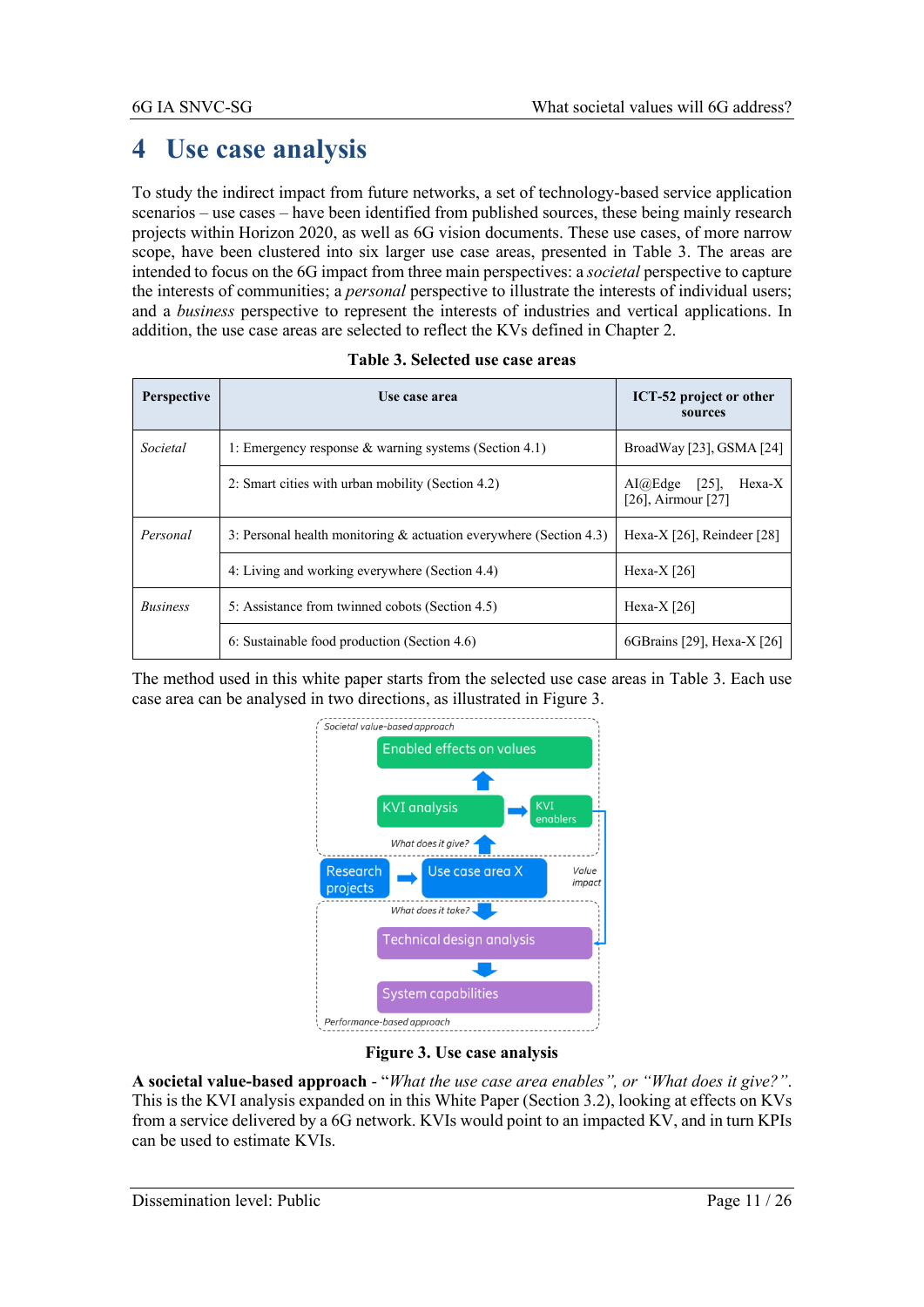# 4 Use case analysis

To study the indirect impact from future networks, a set of technology-based service application scenarios – use cases – have been identified from published sources, these being mainly research projects within Horizon 2020, as well as 6G vision documents. These use cases, of more narrow scope, have been clustered into six larger use case areas, presented in Table 3. The areas are intended to focus on the 6G impact from three main perspectives: a *societal* perspective to capture the interests of communities; a *personal* perspective to illustrate the interests of individual users; and a *business* perspective to represent the interests of industries and vertical applications. In addition, the use case areas are selected to reflect the KVs defined in Chapter 2.

**Table 3. Selected use case areas**

| Perspective | Use case area | ICT-52 project or other sources |
|---|---|---|
| *Societal* | 1: Emergency response & warning systems (Section 4.1) | BroadWay [23], GSMA [24] |
| | 2: Smart cities with urban mobility (Section 4.2) | AI@Edge [25], Hexa-X [26], Airmour [27] |
| *Personal* | 3: Personal health monitoring & actuation everywhere (Section 4.3) | Hexa-X [26], Reindeer [28] |
| | 4: Living and working everywhere (Section 4.4) | Hexa-X [26] |
| *Business* | 5: Assistance from twinned cobots (Section 4.5) | Hexa-X [26] |
| | 6: Sustainable food production (Section 4.6) | 6GBrains [29], Hexa-X [26] |

The method used in this white paper starts from the selected use case areas in Table 3. Each use case area can be analysed in two directions, as illustrated in Figure 3.

Societal value-based approach

Enabled effects on values

KVI analysis → KVI enablers

What does it give?

Research projects → Use case area X — Value impact

What does it take?

Technical design analysis

System capabilities

Performance-based approach

**Figure 3. Use case analysis**

**A societal value-based approach** - "*What the use case area enables", or "What does it give?"*. This is the KVI analysis expanded on in this White Paper (Section 3.2), looking at effects on KVs from a service delivered by a 6G network. KVIs would point to an impacted KV, and in turn KPIs can be used to estimate KVIs.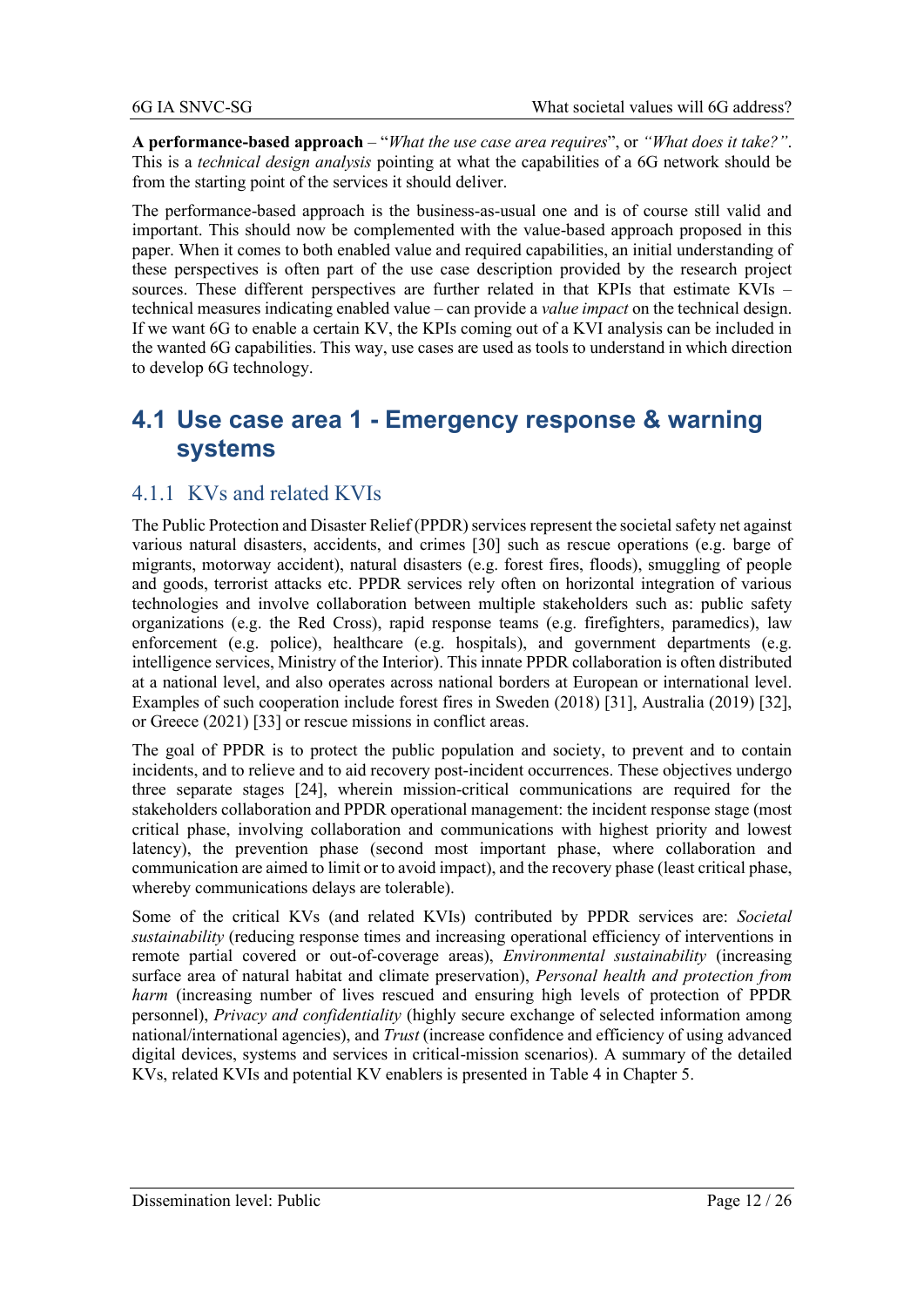**A performance-based approach** – "*What the use case area requires*", or *"What does it take?"*. This is a *technical design analysis* pointing at what the capabilities of a 6G network should be from the starting point of the services it should deliver.

The performance-based approach is the business-as-usual one and is of course still valid and important. This should now be complemented with the value-based approach proposed in this paper. When it comes to both enabled value and required capabilities, an initial understanding of these perspectives is often part of the use case description provided by the research project sources. These different perspectives are further related in that KPIs that estimate KVIs – technical measures indicating enabled value – can provide a *value impact* on the technical design. If we want 6G to enable a certain KV, the KPIs coming out of a KVI analysis can be included in the wanted 6G capabilities. This way, use cases are used as tools to understand in which direction to develop 6G technology.

## 4.1 Use case area 1 - Emergency response & warning systems

### 4.1.1 KVs and related KVIs

The Public Protection and Disaster Relief (PPDR) services represent the societal safety net against various natural disasters, accidents, and crimes [30] such as rescue operations (e.g. barge of migrants, motorway accident), natural disasters (e.g. forest fires, floods), smuggling of people and goods, terrorist attacks etc. PPDR services rely often on horizontal integration of various technologies and involve collaboration between multiple stakeholders such as: public safety organizations (e.g. the Red Cross), rapid response teams (e.g. firefighters, paramedics), law enforcement (e.g. police), healthcare (e.g. hospitals), and government departments (e.g. intelligence services, Ministry of the Interior). This innate PPDR collaboration is often distributed at a national level, and also operates across national borders at European or international level. Examples of such cooperation include forest fires in Sweden (2018) [31], Australia (2019) [32], or Greece (2021) [33] or rescue missions in conflict areas.

The goal of PPDR is to protect the public population and society, to prevent and to contain incidents, and to relieve and to aid recovery post-incident occurrences. These objectives undergo three separate stages [24], wherein mission-critical communications are required for the stakeholders collaboration and PPDR operational management: the incident response stage (most critical phase, involving collaboration and communications with highest priority and lowest latency), the prevention phase (second most important phase, where collaboration and communication are aimed to limit or to avoid impact), and the recovery phase (least critical phase, whereby communications delays are tolerable).

Some of the critical KVs (and related KVIs) contributed by PPDR services are: *Societal sustainability* (reducing response times and increasing operational efficiency of interventions in remote partial covered or out-of-coverage areas), *Environmental sustainability* (increasing surface area of natural habitat and climate preservation), *Personal health and protection from harm* (increasing number of lives rescued and ensuring high levels of protection of PPDR personnel), *Privacy and confidentiality* (highly secure exchange of selected information among national/international agencies), and *Trust* (increase confidence and efficiency of using advanced digital devices, systems and services in critical-mission scenarios). A summary of the detailed KVs, related KVIs and potential KV enablers is presented in Table 4 in Chapter 5.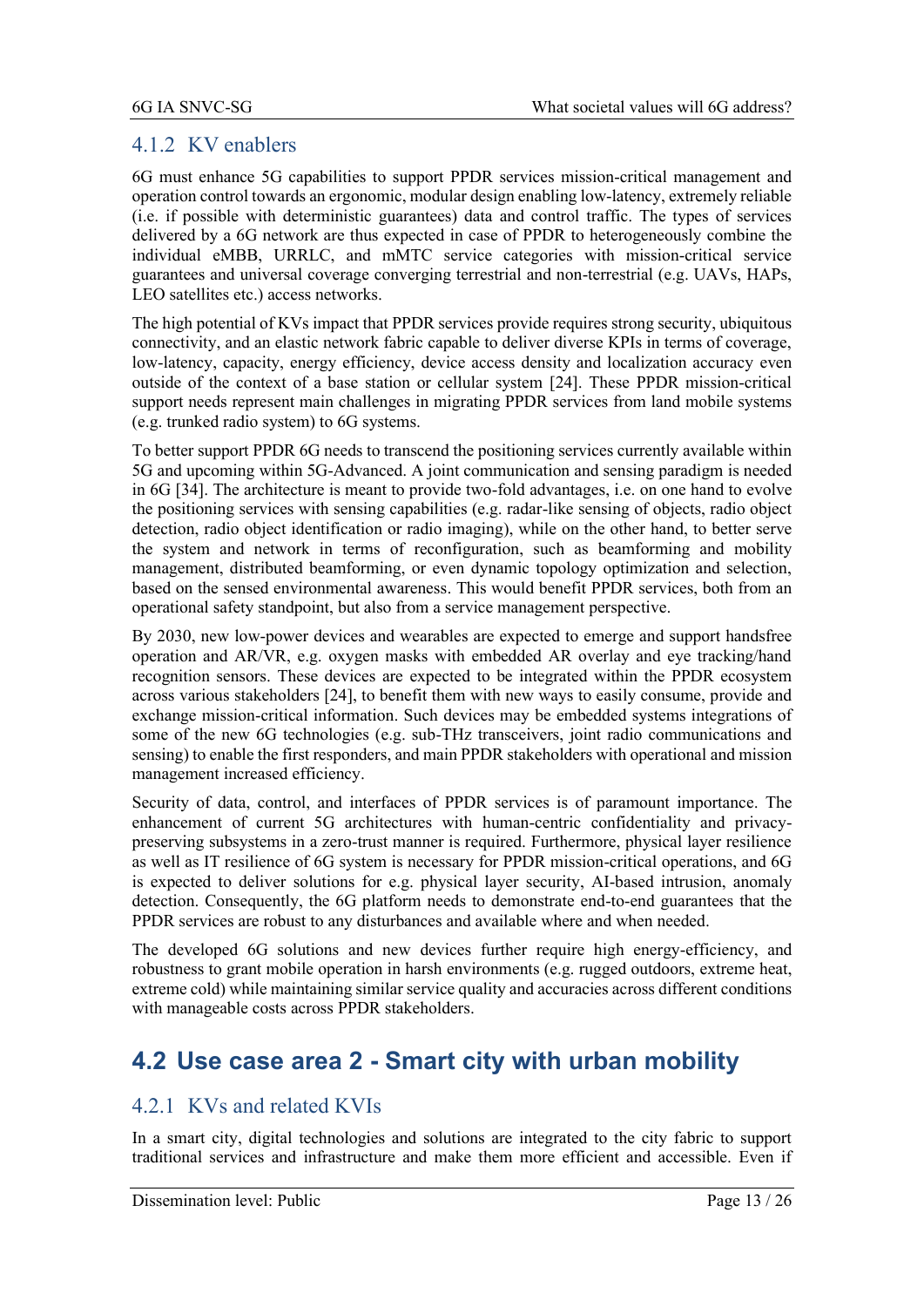### 4.1.2 KV enablers

6G must enhance 5G capabilities to support PPDR services mission-critical management and operation control towards an ergonomic, modular design enabling low-latency, extremely reliable (i.e. if possible with deterministic guarantees) data and control traffic. The types of services delivered by a 6G network are thus expected in case of PPDR to heterogeneously combine the individual eMBB, URRLC, and mMTC service categories with mission-critical service guarantees and universal coverage converging terrestrial and non-terrestrial (e.g. UAVs, HAPs, LEO satellites etc.) access networks.

The high potential of KVs impact that PPDR services provide requires strong security, ubiquitous connectivity, and an elastic network fabric capable to deliver diverse KPIs in terms of coverage, low-latency, capacity, energy efficiency, device access density and localization accuracy even outside of the context of a base station or cellular system [24]. These PPDR mission-critical support needs represent main challenges in migrating PPDR services from land mobile systems (e.g. trunked radio system) to 6G systems.

To better support PPDR 6G needs to transcend the positioning services currently available within 5G and upcoming within 5G-Advanced. A joint communication and sensing paradigm is needed in 6G [34]. The architecture is meant to provide two-fold advantages, i.e. on one hand to evolve the positioning services with sensing capabilities (e.g. radar-like sensing of objects, radio object detection, radio object identification or radio imaging), while on the other hand, to better serve the system and network in terms of reconfiguration, such as beamforming and mobility management, distributed beamforming, or even dynamic topology optimization and selection, based on the sensed environmental awareness. This would benefit PPDR services, both from an operational safety standpoint, but also from a service management perspective.

By 2030, new low-power devices and wearables are expected to emerge and support handsfree operation and AR/VR, e.g. oxygen masks with embedded AR overlay and eye tracking/hand recognition sensors. These devices are expected to be integrated within the PPDR ecosystem across various stakeholders [24], to benefit them with new ways to easily consume, provide and exchange mission-critical information. Such devices may be embedded systems integrations of some of the new 6G technologies (e.g. sub-THz transceivers, joint radio communications and sensing) to enable the first responders, and main PPDR stakeholders with operational and mission management increased efficiency.

Security of data, control, and interfaces of PPDR services is of paramount importance. The enhancement of current 5G architectures with human-centric confidentiality and privacy-preserving subsystems in a zero-trust manner is required. Furthermore, physical layer resilience as well as IT resilience of 6G system is necessary for PPDR mission-critical operations, and 6G is expected to deliver solutions for e.g. physical layer security, AI-based intrusion, anomaly detection. Consequently, the 6G platform needs to demonstrate end-to-end guarantees that the PPDR services are robust to any disturbances and available where and when needed.

The developed 6G solutions and new devices further require high energy-efficiency, and robustness to grant mobile operation in harsh environments (e.g. rugged outdoors, extreme heat, extreme cold) while maintaining similar service quality and accuracies across different conditions with manageable costs across PPDR stakeholders.

## 4.2 Use case area 2 - Smart city with urban mobility

### 4.2.1 KVs and related KVIs

In a smart city, digital technologies and solutions are integrated to the city fabric to support traditional services and infrastructure and make them more efficient and accessible. Even if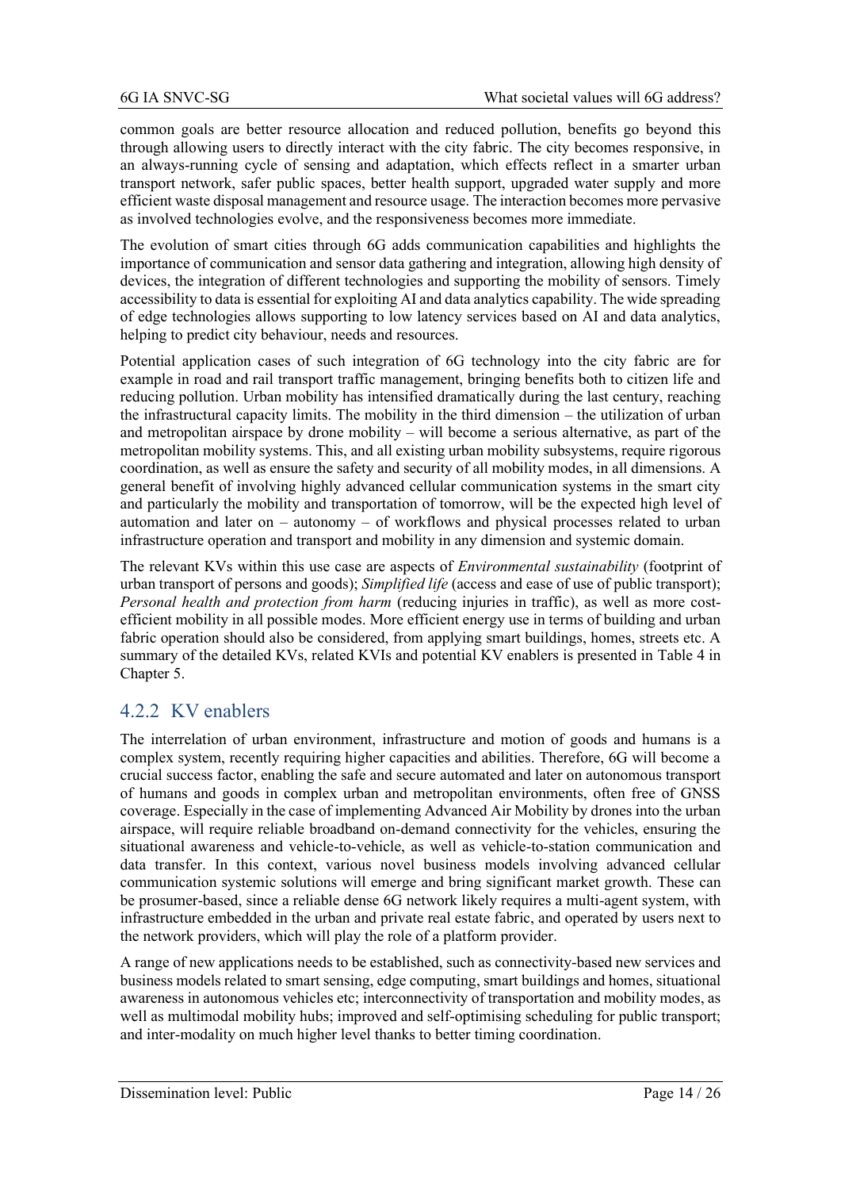common goals are better resource allocation and reduced pollution, benefits go beyond this through allowing users to directly interact with the city fabric. The city becomes responsive, in an always-running cycle of sensing and adaptation, which effects reflect in a smarter urban transport network, safer public spaces, better health support, upgraded water supply and more efficient waste disposal management and resource usage. The interaction becomes more pervasive as involved technologies evolve, and the responsiveness becomes more immediate.

The evolution of smart cities through 6G adds communication capabilities and highlights the importance of communication and sensor data gathering and integration, allowing high density of devices, the integration of different technologies and supporting the mobility of sensors. Timely accessibility to data is essential for exploiting AI and data analytics capability. The wide spreading of edge technologies allows supporting to low latency services based on AI and data analytics, helping to predict city behaviour, needs and resources.

Potential application cases of such integration of 6G technology into the city fabric are for example in road and rail transport traffic management, bringing benefits both to citizen life and reducing pollution. Urban mobility has intensified dramatically during the last century, reaching the infrastructural capacity limits. The mobility in the third dimension – the utilization of urban and metropolitan airspace by drone mobility – will become a serious alternative, as part of the metropolitan mobility systems. This, and all existing urban mobility subsystems, require rigorous coordination, as well as ensure the safety and security of all mobility modes, in all dimensions. A general benefit of involving highly advanced cellular communication systems in the smart city and particularly the mobility and transportation of tomorrow, will be the expected high level of automation and later on – autonomy – of workflows and physical processes related to urban infrastructure operation and transport and mobility in any dimension and systemic domain.

The relevant KVs within this use case are aspects of *Environmental sustainability* (footprint of urban transport of persons and goods); *Simplified life* (access and ease of use of public transport); *Personal health and protection from harm* (reducing injuries in traffic), as well as more cost-efficient mobility in all possible modes. More efficient energy use in terms of building and urban fabric operation should also be considered, from applying smart buildings, homes, streets etc. A summary of the detailed KVs, related KVIs and potential KV enablers is presented in Table 4 in Chapter 5.

### 4.2.2 KV enablers

The interrelation of urban environment, infrastructure and motion of goods and humans is a complex system, recently requiring higher capacities and abilities. Therefore, 6G will become a crucial success factor, enabling the safe and secure automated and later on autonomous transport of humans and goods in complex urban and metropolitan environments, often free of GNSS coverage. Especially in the case of implementing Advanced Air Mobility by drones into the urban airspace, will require reliable broadband on-demand connectivity for the vehicles, ensuring the situational awareness and vehicle-to-vehicle, as well as vehicle-to-station communication and data transfer. In this context, various novel business models involving advanced cellular communication systemic solutions will emerge and bring significant market growth. These can be prosumer-based, since a reliable dense 6G network likely requires a multi-agent system, with infrastructure embedded in the urban and private real estate fabric, and operated by users next to the network providers, which will play the role of a platform provider.

A range of new applications needs to be established, such as connectivity-based new services and business models related to smart sensing, edge computing, smart buildings and homes, situational awareness in autonomous vehicles etc; interconnectivity of transportation and mobility modes, as well as multimodal mobility hubs; improved and self-optimising scheduling for public transport; and inter-modality on much higher level thanks to better timing coordination.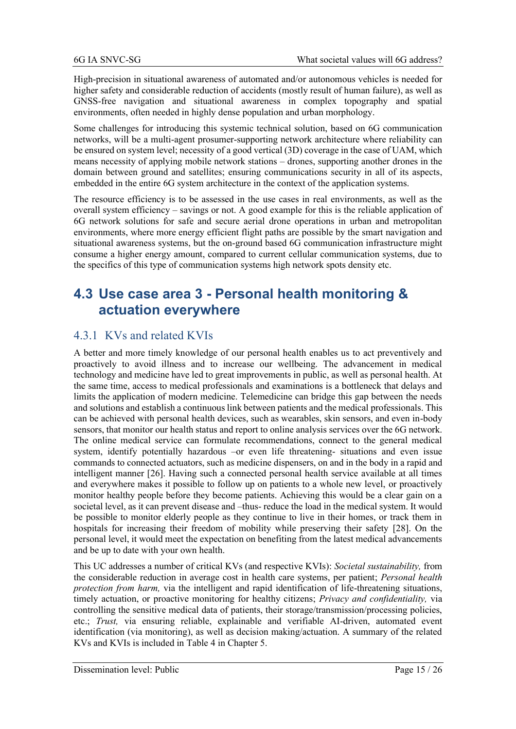High-precision in situational awareness of automated and/or autonomous vehicles is needed for higher safety and considerable reduction of accidents (mostly result of human failure), as well as GNSS-free navigation and situational awareness in complex topography and spatial environments, often needed in highly dense population and urban morphology.

Some challenges for introducing this systemic technical solution, based on 6G communication networks, will be a multi-agent prosumer-supporting network architecture where reliability can be ensured on system level; necessity of a good vertical (3D) coverage in the case of UAM, which means necessity of applying mobile network stations – drones, supporting another drones in the domain between ground and satellites; ensuring communications security in all of its aspects, embedded in the entire 6G system architecture in the context of the application systems.

The resource efficiency is to be assessed in the use cases in real environments, as well as the overall system efficiency – savings or not. A good example for this is the reliable application of 6G network solutions for safe and secure aerial drone operations in urban and metropolitan environments, where more energy efficient flight paths are possible by the smart navigation and situational awareness systems, but the on-ground based 6G communication infrastructure might consume a higher energy amount, compared to current cellular communication systems, due to the specifics of this type of communication systems high network spots density etc.

## 4.3 Use case area 3 - Personal health monitoring & actuation everywhere

### 4.3.1 KVs and related KVIs

A better and more timely knowledge of our personal health enables us to act preventively and proactively to avoid illness and to increase our wellbeing. The advancement in medical technology and medicine have led to great improvements in public, as well as personal health. At the same time, access to medical professionals and examinations is a bottleneck that delays and limits the application of modern medicine. Telemedicine can bridge this gap between the needs and solutions and establish a continuous link between patients and the medical professionals. This can be achieved with personal health devices, such as wearables, skin sensors, and even in-body sensors, that monitor our health status and report to online analysis services over the 6G network. The online medical service can formulate recommendations, connect to the general medical system, identify potentially hazardous –or even life threatening- situations and even issue commands to connected actuators, such as medicine dispensers, on and in the body in a rapid and intelligent manner [26]. Having such a connected personal health service available at all times and everywhere makes it possible to follow up on patients to a whole new level, or proactively monitor healthy people before they become patients. Achieving this would be a clear gain on a societal level, as it can prevent disease and –thus- reduce the load in the medical system. It would be possible to monitor elderly people as they continue to live in their homes, or track them in hospitals for increasing their freedom of mobility while preserving their safety [28]. On the personal level, it would meet the expectation on benefiting from the latest medical advancements and be up to date with your own health.

This UC addresses a number of critical KVs (and respective KVIs): *Societal sustainability,* from the considerable reduction in average cost in health care systems, per patient; *Personal health protection from harm,* via the intelligent and rapid identification of life-threatening situations, timely actuation, or proactive monitoring for healthy citizens; *Privacy and confidentiality,* via controlling the sensitive medical data of patients, their storage/transmission/processing policies, etc.; *Trust,* via ensuring reliable, explainable and verifiable AI-driven, automated event identification (via monitoring), as well as decision making/actuation. A summary of the related KVs and KVIs is included in Table 4 in Chapter 5.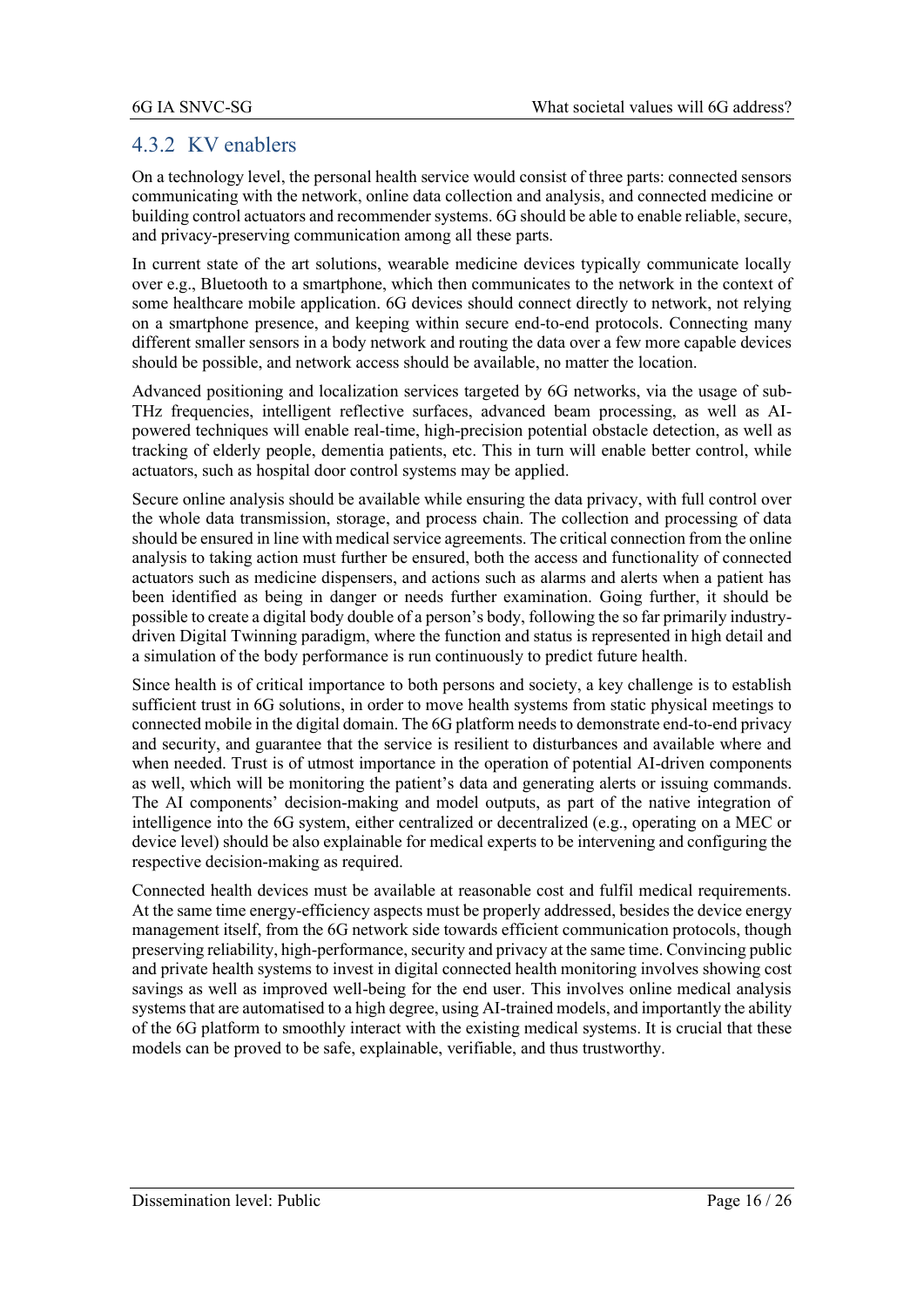### 4.3.2 KV enablers

On a technology level, the personal health service would consist of three parts: connected sensors communicating with the network, online data collection and analysis, and connected medicine or building control actuators and recommender systems. 6G should be able to enable reliable, secure, and privacy-preserving communication among all these parts.

In current state of the art solutions, wearable medicine devices typically communicate locally over e.g., Bluetooth to a smartphone, which then communicates to the network in the context of some healthcare mobile application. 6G devices should connect directly to network, not relying on a smartphone presence, and keeping within secure end-to-end protocols. Connecting many different smaller sensors in a body network and routing the data over a few more capable devices should be possible, and network access should be available, no matter the location.

Advanced positioning and localization services targeted by 6G networks, via the usage of sub-THz frequencies, intelligent reflective surfaces, advanced beam processing, as well as AI-powered techniques will enable real-time, high-precision potential obstacle detection, as well as tracking of elderly people, dementia patients, etc. This in turn will enable better control, while actuators, such as hospital door control systems may be applied.

Secure online analysis should be available while ensuring the data privacy, with full control over the whole data transmission, storage, and process chain. The collection and processing of data should be ensured in line with medical service agreements. The critical connection from the online analysis to taking action must further be ensured, both the access and functionality of connected actuators such as medicine dispensers, and actions such as alarms and alerts when a patient has been identified as being in danger or needs further examination. Going further, it should be possible to create a digital body double of a person's body, following the so far primarily industry-driven Digital Twinning paradigm, where the function and status is represented in high detail and a simulation of the body performance is run continuously to predict future health.

Since health is of critical importance to both persons and society, a key challenge is to establish sufficient trust in 6G solutions, in order to move health systems from static physical meetings to connected mobile in the digital domain. The 6G platform needs to demonstrate end-to-end privacy and security, and guarantee that the service is resilient to disturbances and available where and when needed. Trust is of utmost importance in the operation of potential AI-driven components as well, which will be monitoring the patient's data and generating alerts or issuing commands. The AI components' decision-making and model outputs, as part of the native integration of intelligence into the 6G system, either centralized or decentralized (e.g., operating on a MEC or device level) should be also explainable for medical experts to be intervening and configuring the respective decision-making as required.

Connected health devices must be available at reasonable cost and fulfil medical requirements. At the same time energy-efficiency aspects must be properly addressed, besides the device energy management itself, from the 6G network side towards efficient communication protocols, though preserving reliability, high-performance, security and privacy at the same time. Convincing public and private health systems to invest in digital connected health monitoring involves showing cost savings as well as improved well-being for the end user. This involves online medical analysis systems that are automatised to a high degree, using AI-trained models, and importantly the ability of the 6G platform to smoothly interact with the existing medical systems. It is crucial that these models can be proved to be safe, explainable, verifiable, and thus trustworthy.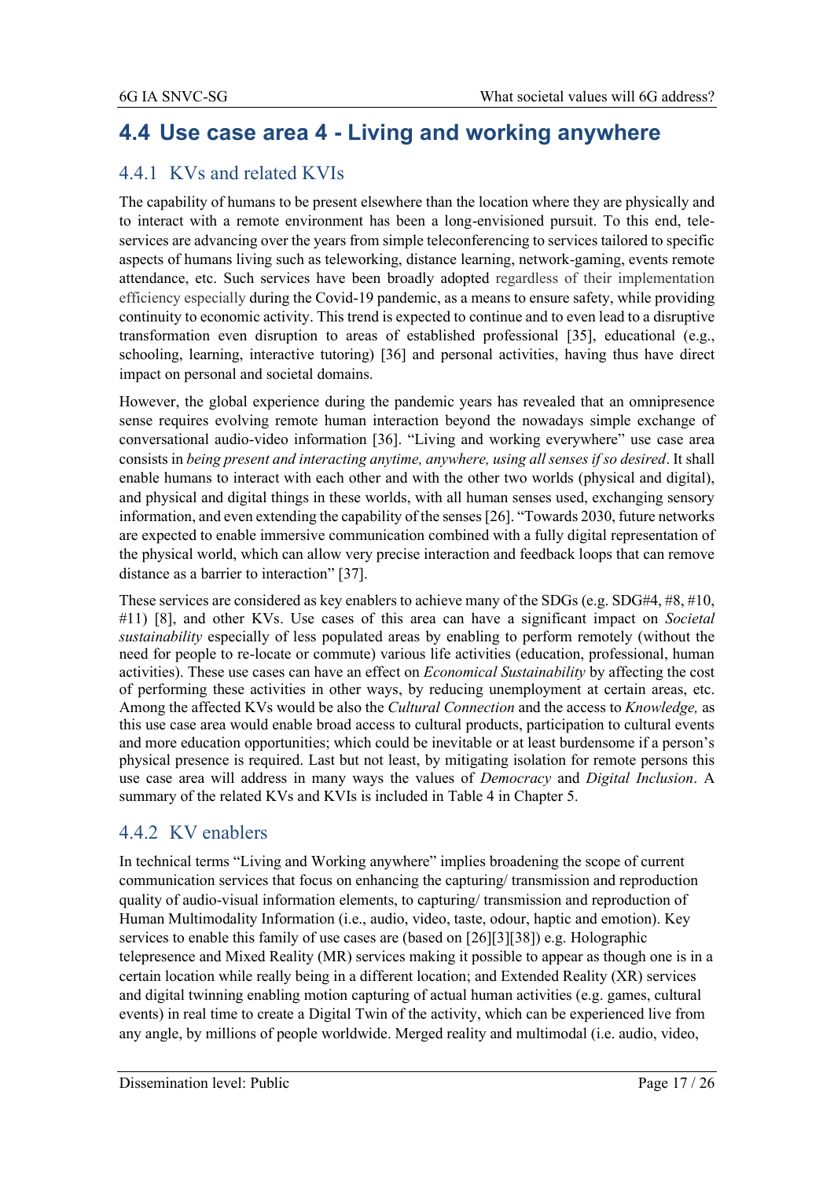## 4.4 Use case area 4 - Living and working anywhere

### 4.4.1 KVs and related KVIs

The capability of humans to be present elsewhere than the location where they are physically and to interact with a remote environment has been a long-envisioned pursuit. To this end, tele-services are advancing over the years from simple teleconferencing to services tailored to specific aspects of humans living such as teleworking, distance learning, network-gaming, events remote attendance, etc. Such services have been broadly adopted regardless of their implementation efficiency especially during the Covid-19 pandemic, as a means to ensure safety, while providing continuity to economic activity. This trend is expected to continue and to even lead to a disruptive transformation even disruption to areas of established professional [35], educational (e.g., schooling, learning, interactive tutoring) [36] and personal activities, having thus have direct impact on personal and societal domains.

However, the global experience during the pandemic years has revealed that an omnipresence sense requires evolving remote human interaction beyond the nowadays simple exchange of conversational audio-video information [36]. "Living and working everywhere" use case area consists in *being present and interacting anytime, anywhere, using all senses if so desired*. It shall enable humans to interact with each other and with the other two worlds (physical and digital), and physical and digital things in these worlds, with all human senses used, exchanging sensory information, and even extending the capability of the senses [26]. "Towards 2030, future networks are expected to enable immersive communication combined with a fully digital representation of the physical world, which can allow very precise interaction and feedback loops that can remove distance as a barrier to interaction" [37].

These services are considered as key enablers to achieve many of the SDGs (e.g. SDG#4, #8, #10, #11) [8], and other KVs. Use cases of this area can have a significant impact on *Societal sustainability* especially of less populated areas by enabling to perform remotely (without the need for people to re-locate or commute) various life activities (education, professional, human activities). These use cases can have an effect on *Economical Sustainability* by affecting the cost of performing these activities in other ways, by reducing unemployment at certain areas, etc. Among the affected KVs would be also the *Cultural Connection* and the access to *Knowledge,* as this use case area would enable broad access to cultural products, participation to cultural events and more education opportunities; which could be inevitable or at least burdensome if a person's physical presence is required. Last but not least, by mitigating isolation for remote persons this use case area will address in many ways the values of *Democracy* and *Digital Inclusion*. A summary of the related KVs and KVIs is included in Table 4 in Chapter 5.

### 4.4.2 KV enablers

In technical terms "Living and Working anywhere" implies broadening the scope of current communication services that focus on enhancing the capturing/ transmission and reproduction quality of audio-visual information elements, to capturing/ transmission and reproduction of Human Multimodality Information (i.e., audio, video, taste, odour, haptic and emotion). Key services to enable this family of use cases are (based on [26][3][38]) e.g. Holographic telepresence and Mixed Reality (MR) services making it possible to appear as though one is in a certain location while really being in a different location; and Extended Reality (XR) services and digital twinning enabling motion capturing of actual human activities (e.g. games, cultural events) in real time to create a Digital Twin of the activity, which can be experienced live from any angle, by millions of people worldwide. Merged reality and multimodal (i.e. audio, video,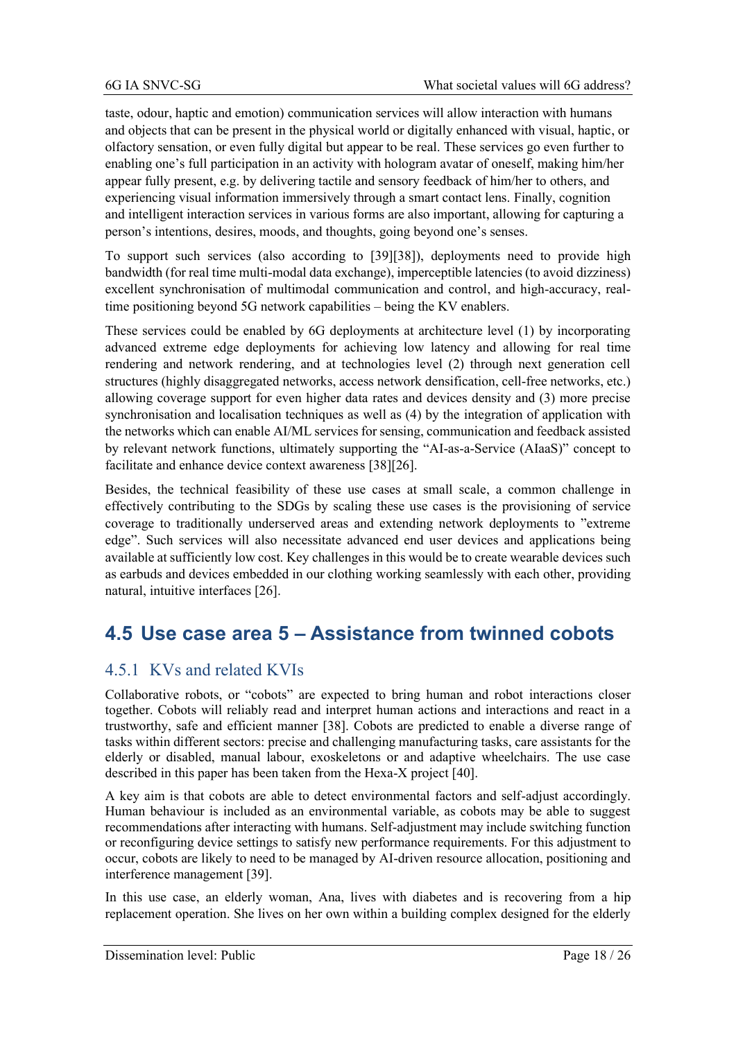taste, odour, haptic and emotion) communication services will allow interaction with humans and objects that can be present in the physical world or digitally enhanced with visual, haptic, or olfactory sensation, or even fully digital but appear to be real. These services go even further to enabling one's full participation in an activity with hologram avatar of oneself, making him/her appear fully present, e.g. by delivering tactile and sensory feedback of him/her to others, and experiencing visual information immersively through a smart contact lens. Finally, cognition and intelligent interaction services in various forms are also important, allowing for capturing a person's intentions, desires, moods, and thoughts, going beyond one's senses.

To support such services (also according to [39][38]), deployments need to provide high bandwidth (for real time multi-modal data exchange), imperceptible latencies (to avoid dizziness) excellent synchronisation of multimodal communication and control, and high-accuracy, real-time positioning beyond 5G network capabilities – being the KV enablers.

These services could be enabled by 6G deployments at architecture level (1) by incorporating advanced extreme edge deployments for achieving low latency and allowing for real time rendering and network rendering, and at technologies level (2) through next generation cell structures (highly disaggregated networks, access network densification, cell-free networks, etc.) allowing coverage support for even higher data rates and devices density and (3) more precise synchronisation and localisation techniques as well as (4) by the integration of application with the networks which can enable AI/ML services for sensing, communication and feedback assisted by relevant network functions, ultimately supporting the "AI-as-a-Service (AIaaS)" concept to facilitate and enhance device context awareness [38][26].

Besides, the technical feasibility of these use cases at small scale, a common challenge in effectively contributing to the SDGs by scaling these use cases is the provisioning of service coverage to traditionally underserved areas and extending network deployments to "extreme edge". Such services will also necessitate advanced end user devices and applications being available at sufficiently low cost. Key challenges in this would be to create wearable devices such as earbuds and devices embedded in our clothing working seamlessly with each other, providing natural, intuitive interfaces [26].

## 4.5 Use case area 5 – Assistance from twinned cobots

### 4.5.1 KVs and related KVIs

Collaborative robots, or "cobots" are expected to bring human and robot interactions closer together. Cobots will reliably read and interpret human actions and interactions and react in a trustworthy, safe and efficient manner [38]. Cobots are predicted to enable a diverse range of tasks within different sectors: precise and challenging manufacturing tasks, care assistants for the elderly or disabled, manual labour, exoskeletons or and adaptive wheelchairs. The use case described in this paper has been taken from the Hexa-X project [40].

A key aim is that cobots are able to detect environmental factors and self-adjust accordingly. Human behaviour is included as an environmental variable, as cobots may be able to suggest recommendations after interacting with humans. Self-adjustment may include switching function or reconfiguring device settings to satisfy new performance requirements. For this adjustment to occur, cobots are likely to need to be managed by AI-driven resource allocation, positioning and interference management [39].

In this use case, an elderly woman, Ana, lives with diabetes and is recovering from a hip replacement operation. She lives on her own within a building complex designed for the elderly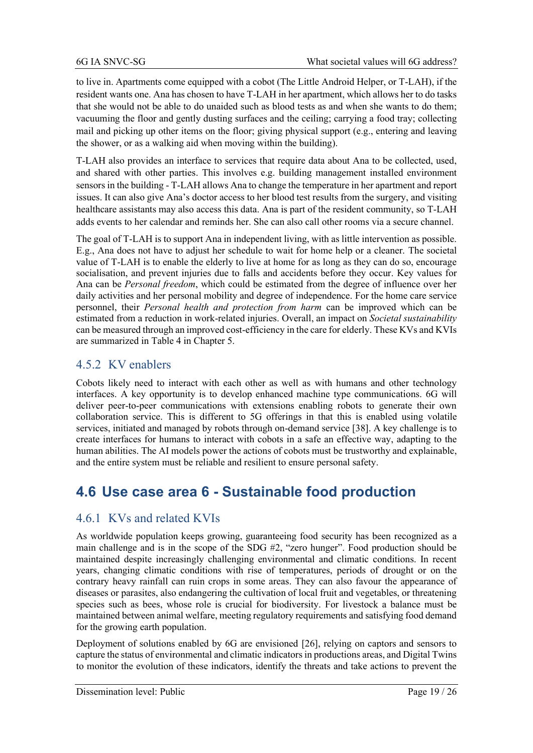to live in. Apartments come equipped with a cobot (The Little Android Helper, or T-LAH), if the resident wants one. Ana has chosen to have T-LAH in her apartment, which allows her to do tasks that she would not be able to do unaided such as blood tests as and when she wants to do them; vacuuming the floor and gently dusting surfaces and the ceiling; carrying a food tray; collecting mail and picking up other items on the floor; giving physical support (e.g., entering and leaving the shower, or as a walking aid when moving within the building).

T-LAH also provides an interface to services that require data about Ana to be collected, used, and shared with other parties. This involves e.g. building management installed environment sensors in the building - T-LAH allows Ana to change the temperature in her apartment and report issues. It can also give Ana's doctor access to her blood test results from the surgery, and visiting healthcare assistants may also access this data. Ana is part of the resident community, so T-LAH adds events to her calendar and reminds her. She can also call other rooms via a secure channel.

The goal of T-LAH is to support Ana in independent living, with as little intervention as possible. E.g., Ana does not have to adjust her schedule to wait for home help or a cleaner. The societal value of T-LAH is to enable the elderly to live at home for as long as they can do so, encourage socialisation, and prevent injuries due to falls and accidents before they occur. Key values for Ana can be *Personal freedom*, which could be estimated from the degree of influence over her daily activities and her personal mobility and degree of independence. For the home care service personnel, their *Personal health and protection from harm* can be improved which can be estimated from a reduction in work-related injuries. Overall, an impact on *Societal sustainability* can be measured through an improved cost-efficiency in the care for elderly. These KVs and KVIs are summarized in Table 4 in Chapter 5.

### 4.5.2 KV enablers

Cobots likely need to interact with each other as well as with humans and other technology interfaces. A key opportunity is to develop enhanced machine type communications. 6G will deliver peer-to-peer communications with extensions enabling robots to generate their own collaboration service. This is different to 5G offerings in that this is enabled using volatile services, initiated and managed by robots through on-demand service [38]. A key challenge is to create interfaces for humans to interact with cobots in a safe an effective way, adapting to the human abilities. The AI models power the actions of cobots must be trustworthy and explainable, and the entire system must be reliable and resilient to ensure personal safety.

## 4.6 Use case area 6 - Sustainable food production

### 4.6.1 KVs and related KVIs

As worldwide population keeps growing, guaranteeing food security has been recognized as a main challenge and is in the scope of the SDG #2, "zero hunger". Food production should be maintained despite increasingly challenging environmental and climatic conditions. In recent years, changing climatic conditions with rise of temperatures, periods of drought or on the contrary heavy rainfall can ruin crops in some areas. They can also favour the appearance of diseases or parasites, also endangering the cultivation of local fruit and vegetables, or threatening species such as bees, whose role is crucial for biodiversity. For livestock a balance must be maintained between animal welfare, meeting regulatory requirements and satisfying food demand for the growing earth population.

Deployment of solutions enabled by 6G are envisioned [26], relying on captors and sensors to capture the status of environmental and climatic indicators in productions areas, and Digital Twins to monitor the evolution of these indicators, identify the threats and take actions to prevent the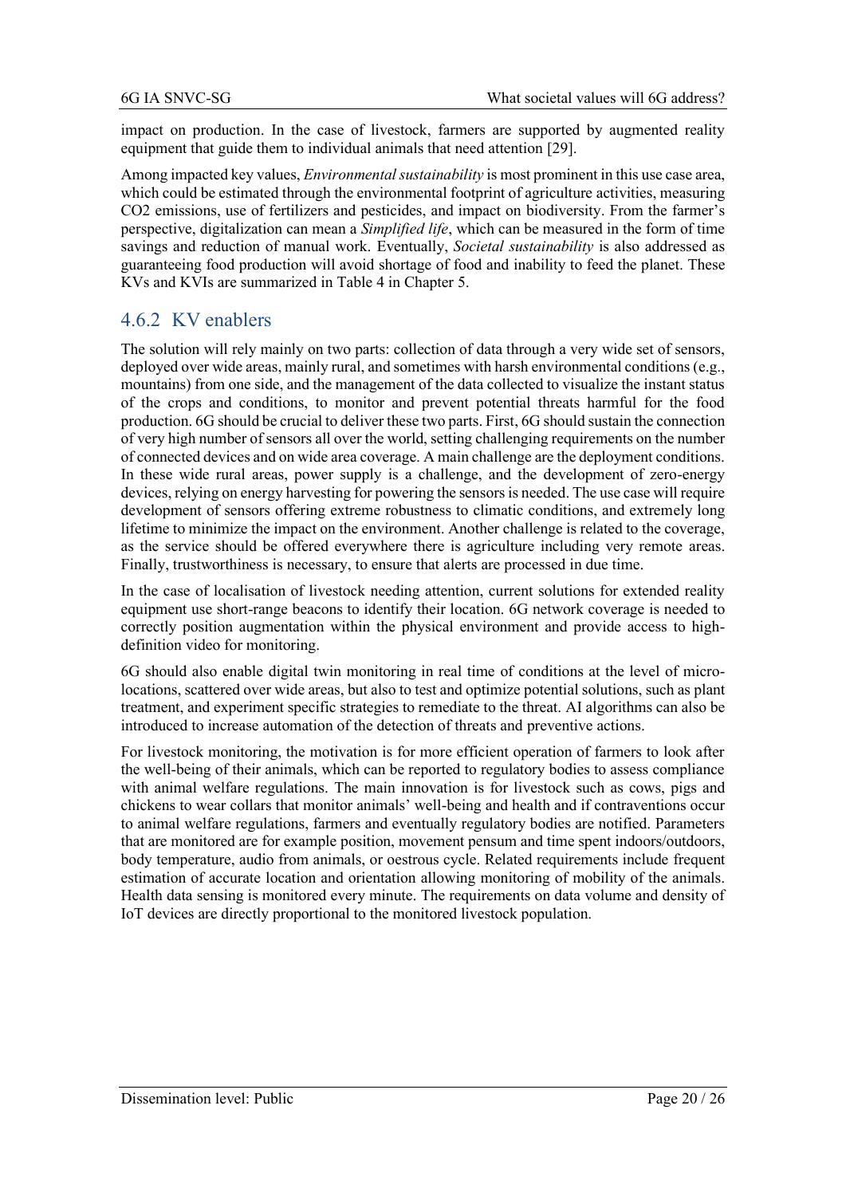impact on production. In the case of livestock, farmers are supported by augmented reality equipment that guide them to individual animals that need attention [29].

Among impacted key values, *Environmental sustainability* is most prominent in this use case area, which could be estimated through the environmental footprint of agriculture activities, measuring CO2 emissions, use of fertilizers and pesticides, and impact on biodiversity. From the farmer's perspective, digitalization can mean a *Simplified life*, which can be measured in the form of time savings and reduction of manual work. Eventually, *Societal sustainability* is also addressed as guaranteeing food production will avoid shortage of food and inability to feed the planet. These KVs and KVIs are summarized in Table 4 in Chapter 5.

### 4.6.2 KV enablers

The solution will rely mainly on two parts: collection of data through a very wide set of sensors, deployed over wide areas, mainly rural, and sometimes with harsh environmental conditions (e.g., mountains) from one side, and the management of the data collected to visualize the instant status of the crops and conditions, to monitor and prevent potential threats harmful for the food production. 6G should be crucial to deliver these two parts. First, 6G should sustain the connection of very high number of sensors all over the world, setting challenging requirements on the number of connected devices and on wide area coverage. A main challenge are the deployment conditions. In these wide rural areas, power supply is a challenge, and the development of zero-energy devices, relying on energy harvesting for powering the sensors is needed. The use case will require development of sensors offering extreme robustness to climatic conditions, and extremely long lifetime to minimize the impact on the environment. Another challenge is related to the coverage, as the service should be offered everywhere there is agriculture including very remote areas. Finally, trustworthiness is necessary, to ensure that alerts are processed in due time.

In the case of localisation of livestock needing attention, current solutions for extended reality equipment use short-range beacons to identify their location. 6G network coverage is needed to correctly position augmentation within the physical environment and provide access to high-definition video for monitoring.

6G should also enable digital twin monitoring in real time of conditions at the level of micro-locations, scattered over wide areas, but also to test and optimize potential solutions, such as plant treatment, and experiment specific strategies to remediate to the threat. AI algorithms can also be introduced to increase automation of the detection of threats and preventive actions.

For livestock monitoring, the motivation is for more efficient operation of farmers to look after the well-being of their animals, which can be reported to regulatory bodies to assess compliance with animal welfare regulations. The main innovation is for livestock such as cows, pigs and chickens to wear collars that monitor animals' well-being and health and if contraventions occur to animal welfare regulations, farmers and eventually regulatory bodies are notified. Parameters that are monitored are for example position, movement pensum and time spent indoors/outdoors, body temperature, audio from animals, or oestrous cycle. Related requirements include frequent estimation of accurate location and orientation allowing monitoring of mobility of the animals. Health data sensing is monitored every minute. The requirements on data volume and density of IoT devices are directly proportional to the monitored livestock population.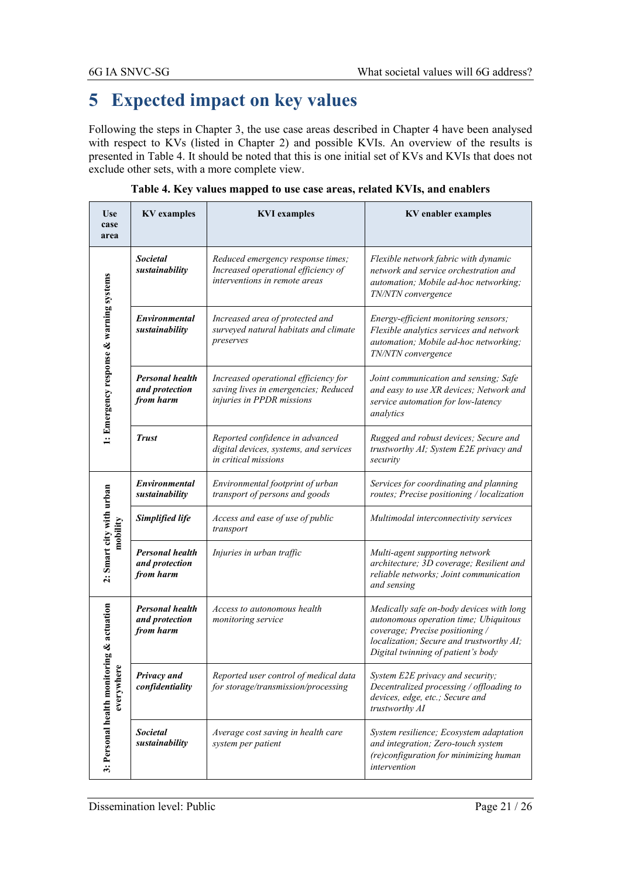# 5 Expected impact on key values

Following the steps in Chapter 3, the use case areas described in Chapter 4 have been analysed with respect to KVs (listed in Chapter 2) and possible KVIs. An overview of the results is presented in Table 4. It should be noted that this is one initial set of KVs and KVIs that does not exclude other sets, with a more complete view.

**Table 4. Key values mapped to use case areas, related KVIs, and enablers**

| Use case area | KV examples | KVI examples | KV enabler examples |
|---|---|---|---|
| 1: Emergency response & warning systems | ***Societal sustainability*** | *Reduced emergency response times; Increased operational efficiency of interventions in remote areas* | *Flexible network fabric with dynamic network and service orchestration and automation; Mobile ad-hoc networking; TN/NTN convergence* |
| | ***Environmental sustainability*** | *Increased area of protected and surveyed natural habitats and climate preserves* | *Energy-efficient monitoring sensors; Flexible analytics services and network automation; Mobile ad-hoc networking; TN/NTN convergence* |
| | ***Personal health and protection from harm*** | *Increased operational efficiency for saving lives in emergencies; Reduced injuries in PPDR missions* | *Joint communication and sensing; Safe and easy to use XR devices; Network and service automation for low-latency analytics* |
| | ***Trust*** | *Reported confidence in advanced digital devices, systems, and services in critical missions* | *Rugged and robust devices; Secure and trustworthy AI; System E2E privacy and security* |
| 2: Smart city with urban mobility | ***Environmental sustainability*** | *Environmental footprint of urban transport of persons and goods* | *Services for coordinating and planning routes; Precise positioning / localization* |
| | ***Simplified life*** | *Access and ease of use of public transport* | *Multimodal interconnectivity services* |
| | ***Personal health and protection from harm*** | *Injuries in urban traffic* | *Multi-agent supporting network architecture; 3D coverage; Resilient and reliable networks; Joint communication and sensing* |
| 3: Personal health monitoring & actuation everywhere | ***Personal health and protection from harm*** | *Access to autonomous health monitoring service* | *Medically safe on-body devices with long autonomous operation time; Ubiquitous coverage; Precise positioning / localization; Secure and trustworthy AI; Digital twinning of patient's body* |
| | ***Privacy and confidentiality*** | *Reported user control of medical data for storage/transmission/processing* | *System E2E privacy and security; Decentralized processing / offloading to devices, edge, etc.; Secure and trustworthy AI* |
| | ***Societal sustainability*** | *Average cost saving in health care system per patient* | *System resilience; Ecosystem adaptation and integration; Zero-touch system (re)configuration for minimizing human intervention* |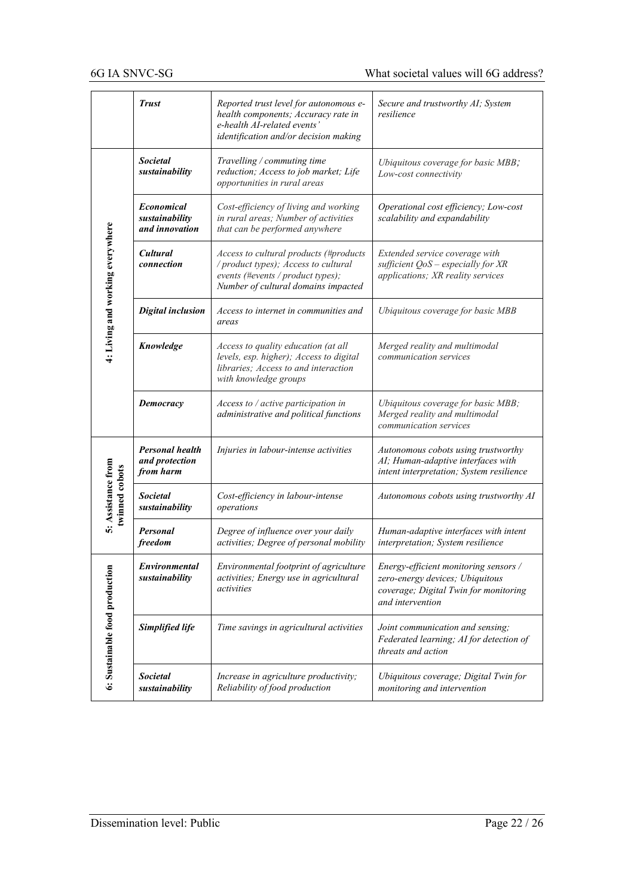| | | | |
|---|---|---|---|
| | ***Trust*** | *Reported trust level for autonomous e-health components; Accuracy rate in e-health AI-related events' identification and/or decision making* | *Secure and trustworthy AI; System resilience* |
| **4: Living and working everywhere** | ***Societal sustainability*** | *Travelling / commuting time reduction; Access to job market; Life opportunities in rural areas* | *Ubiquitous coverage for basic MBB; Low-cost connectivity* |
| | ***Economical sustainability and innovation*** | *Cost-efficiency of living and working in rural areas; Number of activities that can be performed anywhere* | *Operational cost efficiency; Low-cost scalability and expandability* |
| | ***Cultural connection*** | *Access to cultural products (#products / product types); Access to cultural events (#events / product types); Number of cultural domains impacted* | *Extended service coverage with sufficient QoS – especially for XR applications; XR reality services* |
| | ***Digital inclusion*** | *Access to internet in communities and areas* | *Ubiquitous coverage for basic MBB* |
| | ***Knowledge*** | *Access to quality education (at all levels, esp. higher); Access to digital libraries; Access to and interaction with knowledge groups* | *Merged reality and multimodal communication services* |
| | ***Democracy*** | *Access to / active participation in administrative and political functions* | *Ubiquitous coverage for basic MBB; Merged reality and multimodal communication services* |
| **5: Assistance from twinned cobots** | ***Personal health and protection from harm*** | *Injuries in labour-intense activities* | *Autonomous cobots using trustworthy AI; Human-adaptive interfaces with intent interpretation; System resilience* |
| | ***Societal sustainability*** | *Cost-efficiency in labour-intense operations* | *Autonomous cobots using trustworthy AI* |
| | ***Personal freedom*** | *Degree of influence over your daily activities; Degree of personal mobility* | *Human-adaptive interfaces with intent interpretation; System resilience* |
| **6: Sustainable food production** | ***Environmental sustainability*** | *Environmental footprint of agriculture activities; Energy use in agricultural activities* | *Energy-efficient monitoring sensors / zero-energy devices; Ubiquitous coverage; Digital Twin for monitoring and intervention* |
| | ***Simplified life*** | *Time savings in agricultural activities* | *Joint communication and sensing; Federated learning; AI for detection of threats and action* |
| | ***Societal sustainability*** | *Increase in agriculture productivity; Reliability of food production* | *Ubiquitous coverage; Digital Twin for monitoring and intervention* |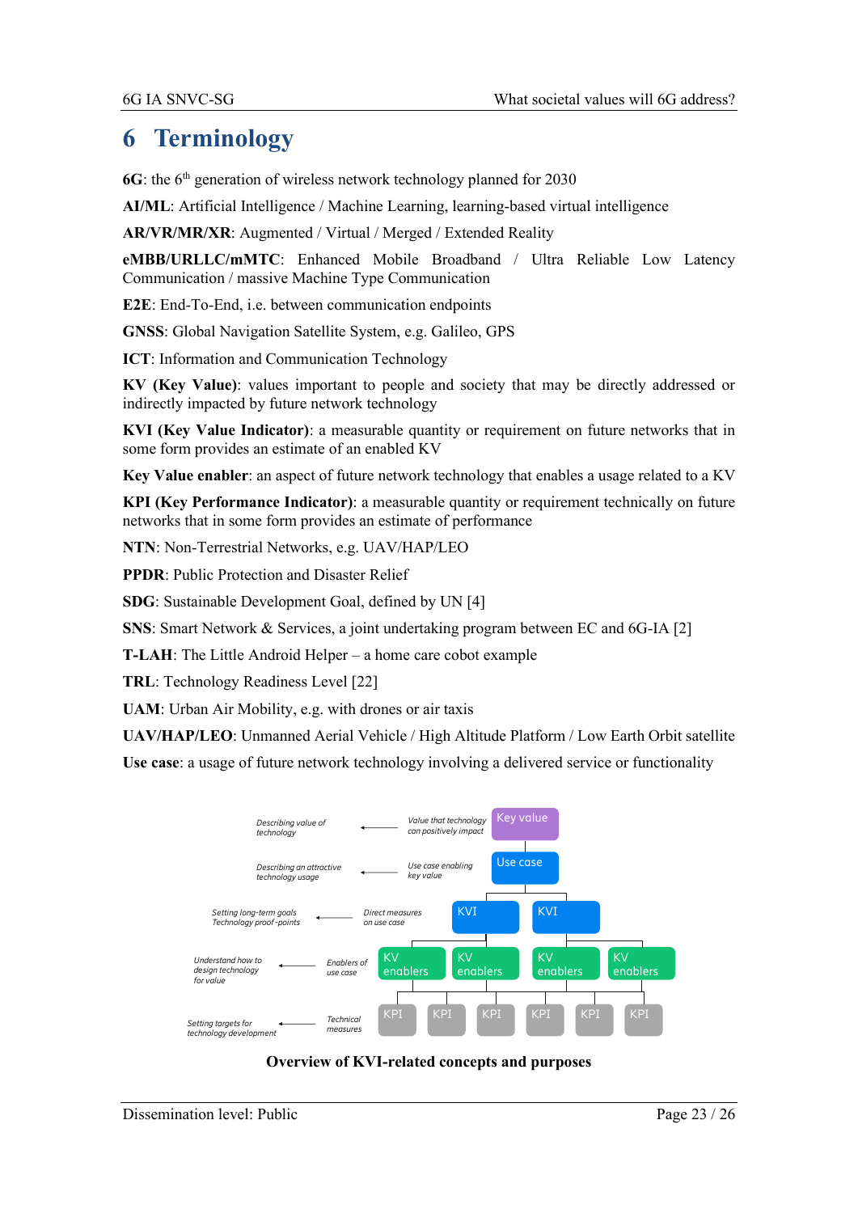# 6 Terminology

**6G**: the 6th generation of wireless network technology planned for 2030

**AI/ML**: Artificial Intelligence / Machine Learning, learning-based virtual intelligence

**AR/VR/MR/XR**: Augmented / Virtual / Merged / Extended Reality

**eMBB/URLLC/mMTC**: Enhanced Mobile Broadband / Ultra Reliable Low Latency Communication / massive Machine Type Communication

**E2E**: End-To-End, i.e. between communication endpoints

**GNSS**: Global Navigation Satellite System, e.g. Galileo, GPS

**ICT**: Information and Communication Technology

**KV (Key Value)**: values important to people and society that may be directly addressed or indirectly impacted by future network technology

**KVI (Key Value Indicator)**: a measurable quantity or requirement on future networks that in some form provides an estimate of an enabled KV

**Key Value enabler**: an aspect of future network technology that enables a usage related to a KV

**KPI (Key Performance Indicator)**: a measurable quantity or requirement technically on future networks that in some form provides an estimate of performance

**NTN**: Non-Terrestrial Networks, e.g. UAV/HAP/LEO

**PPDR**: Public Protection and Disaster Relief

**SDG**: Sustainable Development Goal, defined by UN [4]

**SNS**: Smart Network & Services, a joint undertaking program between EC and 6G-IA [2]

**T-LAH**: The Little Android Helper – a home care cobot example

**TRL**: Technology Readiness Level [22]

**UAM**: Urban Air Mobility, e.g. with drones or air taxis

**UAV/HAP/LEO**: Unmanned Aerial Vehicle / High Altitude Platform / Low Earth Orbit satellite

**Use case**: a usage of future network technology involving a delivered service or functionality

| Purpose | Description | Level |
|---|---|---|
| Describing value of technology | Value that technology can positively impact | Key value |
| Describing an attractive technology usage | Use case enabling key value | Use case |
| Setting long-term goals Technology proof-points | Direct measures on use case | KVI |
| Understand how to design technology for value | Enablers of use case | KV enablers |
| Setting targets for technology development | Technical measures | KPI |

**Overview of KVI-related concepts and purposes**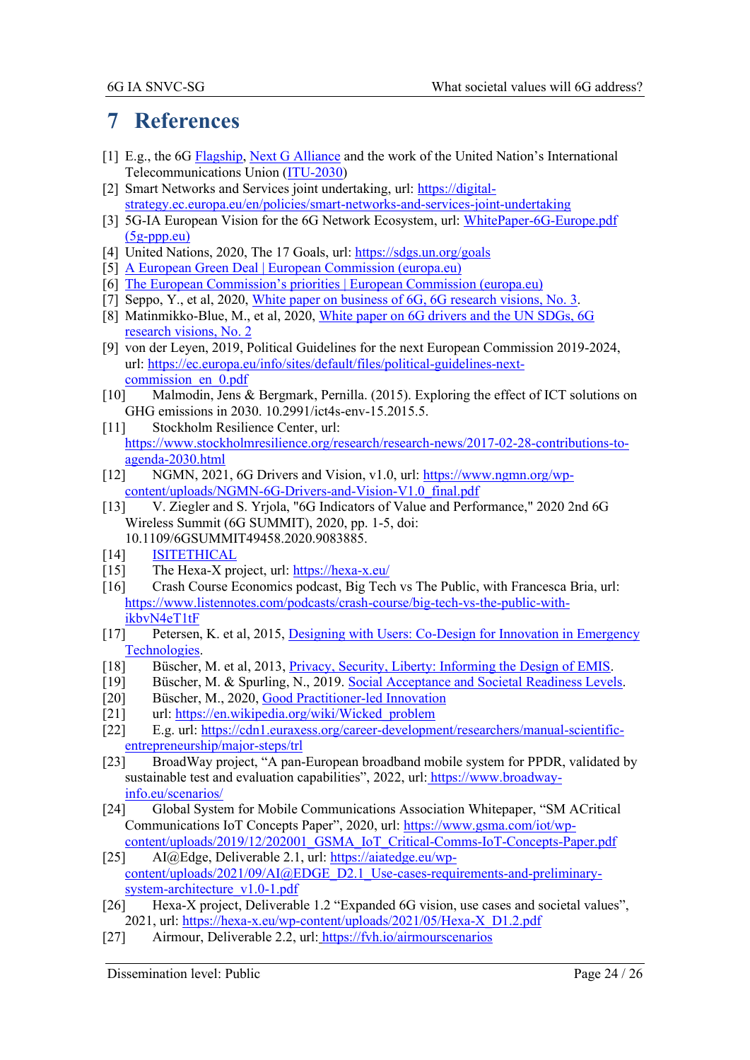# 7 References

[1] E.g., the 6G Flagship, Next G Alliance and the work of the United Nation's International Telecommunications Union (ITU-2030)

[2] Smart Networks and Services joint undertaking, url: https://digital-strategy.ec.europa.eu/en/policies/smart-networks-and-services-joint-undertaking

[3] 5G-IA European Vision for the 6G Network Ecosystem, url: WhitePaper-6G-Europe.pdf (5g-ppp.eu)

[4] United Nations, 2020, The 17 Goals, url: https://sdgs.un.org/goals

[5] A European Green Deal | European Commission (europa.eu)

[6] The European Commission's priorities | European Commission (europa.eu)

[7] Seppo, Y., et al, 2020, White paper on business of 6G, 6G research visions, No. 3.

[8] Matinmikko-Blue, M., et al, 2020, White paper on 6G drivers and the UN SDGs, 6G research visions, No. 2

[9] von der Leyen, 2019, Political Guidelines for the next European Commission 2019-2024, url: https://ec.europa.eu/info/sites/default/files/political-guidelines-next-commission_en_0.pdf

[10] Malmodin, Jens & Bergmark, Pernilla. (2015). Exploring the effect of ICT solutions on GHG emissions in 2030. 10.2991/ict4s-env-15.2015.5.

[11] Stockholm Resilience Center, url: https://www.stockholmresilience.org/research/research-news/2017-02-28-contributions-to-agenda-2030.html

[12] NGMN, 2021, 6G Drivers and Vision, v1.0, url: https://www.ngmn.org/wp-content/uploads/NGMN-6G-Drivers-and-Vision-V1.0_final.pdf

[13] V. Ziegler and S. Yrjola, "6G Indicators of Value and Performance," 2020 2nd 6G Wireless Summit (6G SUMMIT), 2020, pp. 1-5, doi: 10.1109/6GSUMMIT49458.2020.9083885.

[14] ISITETHICAL

[15] The Hexa-X project, url: https://hexa-x.eu/

[16] Crash Course Economics podcast, Big Tech vs The Public, with Francesca Bria, url: https://www.listennotes.com/podcasts/crash-course/big-tech-vs-the-public-with-ikbvN4eT1tF

[17] Petersen, K. et al, 2015, Designing with Users: Co-Design for Innovation in Emergency Technologies.

[18] Büscher, M. et al, 2013, Privacy, Security, Liberty: Informing the Design of EMIS.

[19] Büscher, M. & Spurling, N., 2019. Social Acceptance and Societal Readiness Levels.

[20] Büscher, M., 2020, Good Practitioner-led Innovation

[21] url: https://en.wikipedia.org/wiki/Wicked_problem

[22] E.g. url: https://cdn1.euraxess.org/career-development/researchers/manual-scientific-entrepreneurship/major-steps/trl

[23] BroadWay project, "A pan-European broadband mobile system for PPDR, validated by sustainable test and evaluation capabilities", 2022, url: https://www.broadway-info.eu/scenarios/

[24] Global System for Mobile Communications Association Whitepaper, "SM ACritical Communications IoT Concepts Paper", 2020, url: https://www.gsma.com/iot/wp-content/uploads/2019/12/202001_GSMA_IoT_Critical-Comms-IoT-Concepts-Paper.pdf

[25] AI@Edge, Deliverable 2.1, url: https://aiatedge.eu/wp-content/uploads/2021/09/AI@EDGE_D2.1_Use-cases-requirements-and-preliminary-system-architecture_v1.0-1.pdf

[26] Hexa-X project, Deliverable 1.2 "Expanded 6G vision, use cases and societal values", 2021, url: https://hexa-x.eu/wp-content/uploads/2021/05/Hexa-X_D1.2.pdf

[27] Airmour, Deliverable 2.2, url: https://fvh.io/airmourscenarios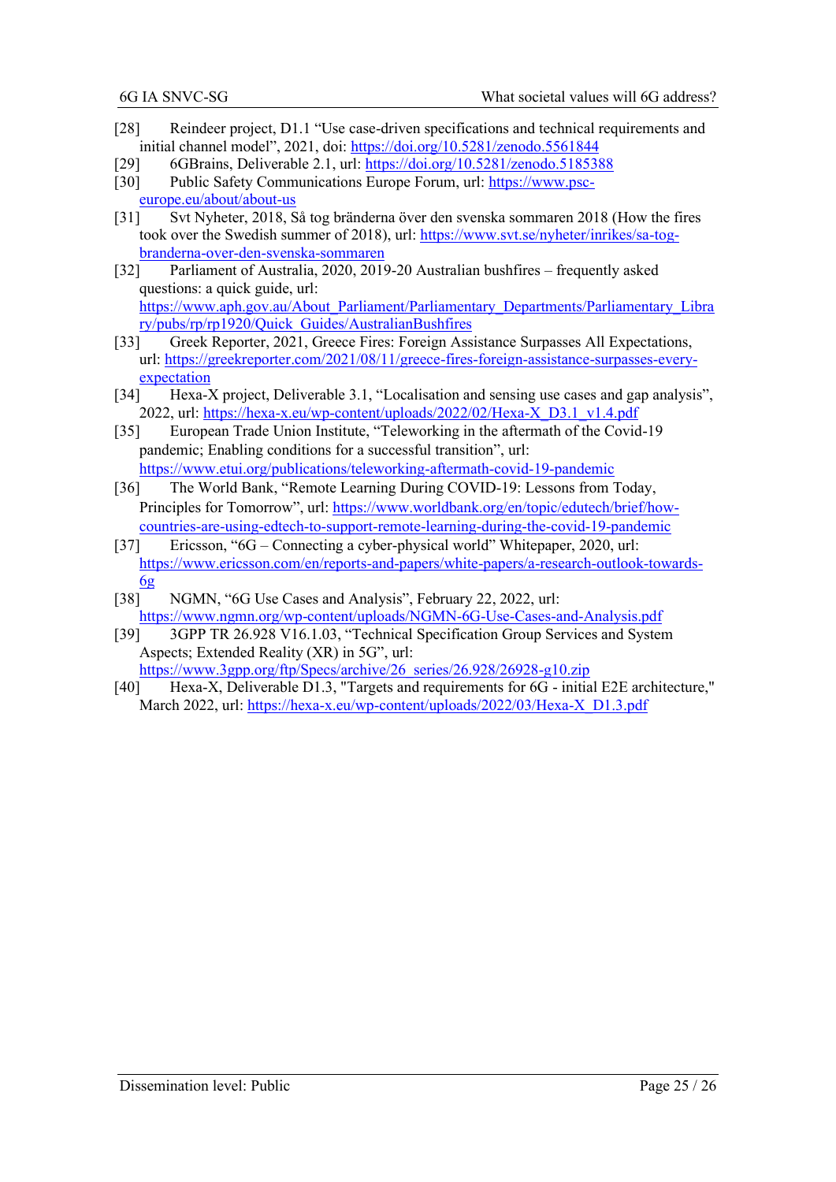[28] Reindeer project, D1.1 “Use case-driven specifications and technical requirements and initial channel model”, 2021, doi: https://doi.org/10.5281/zenodo.5561844

[29] 6GBrains, Deliverable 2.1, url: https://doi.org/10.5281/zenodo.5185388

[30] Public Safety Communications Europe Forum, url: https://www.psc-europe.eu/about/about-us

[31] Svt Nyheter, 2018, Så tog bränderna över den svenska sommaren 2018 (How the fires took over the Swedish summer of 2018), url: https://www.svt.se/nyheter/inrikes/sa-tog-branderna-over-den-svenska-sommaren

[32] Parliament of Australia, 2020, 2019-20 Australian bushfires – frequently asked questions: a quick guide, url: https://www.aph.gov.au/About_Parliament/Parliamentary_Departments/Parliamentary_Library/pubs/rp/rp1920/Quick_Guides/AustralianBushfires

[33] Greek Reporter, 2021, Greece Fires: Foreign Assistance Surpasses All Expectations, url: https://greekreporter.com/2021/08/11/greece-fires-foreign-assistance-surpasses-every-expectation

[34] Hexa-X project, Deliverable 3.1, “Localisation and sensing use cases and gap analysis”, 2022, url: https://hexa-x.eu/wp-content/uploads/2022/02/Hexa-X_D3.1_v1.4.pdf

[35] European Trade Union Institute, “Teleworking in the aftermath of the Covid-19 pandemic; Enabling conditions for a successful transition”, url: https://www.etui.org/publications/teleworking-aftermath-covid-19-pandemic

[36] The World Bank, “Remote Learning During COVID-19: Lessons from Today, Principles for Tomorrow”, url: https://www.worldbank.org/en/topic/edutech/brief/how-countries-are-using-edtech-to-support-remote-learning-during-the-covid-19-pandemic

[37] Ericsson, “6G – Connecting a cyber-physical world” Whitepaper, 2020, url: https://www.ericsson.com/en/reports-and-papers/white-papers/a-research-outlook-towards-6g

[38] NGMN, “6G Use Cases and Analysis”, February 22, 2022, url: https://www.ngmn.org/wp-content/uploads/NGMN-6G-Use-Cases-and-Analysis.pdf

[39] 3GPP TR 26.928 V16.1.03, “Technical Specification Group Services and System Aspects; Extended Reality (XR) in 5G”, url: https://www.3gpp.org/ftp/Specs/archive/26_series/26.928/26928-g10.zip

[40] Hexa-X, Deliverable D1.3, "Targets and requirements for 6G - initial E2E architecture," March 2022, url: https://hexa-x.eu/wp-content/uploads/2022/03/Hexa-X_D1.3.pdf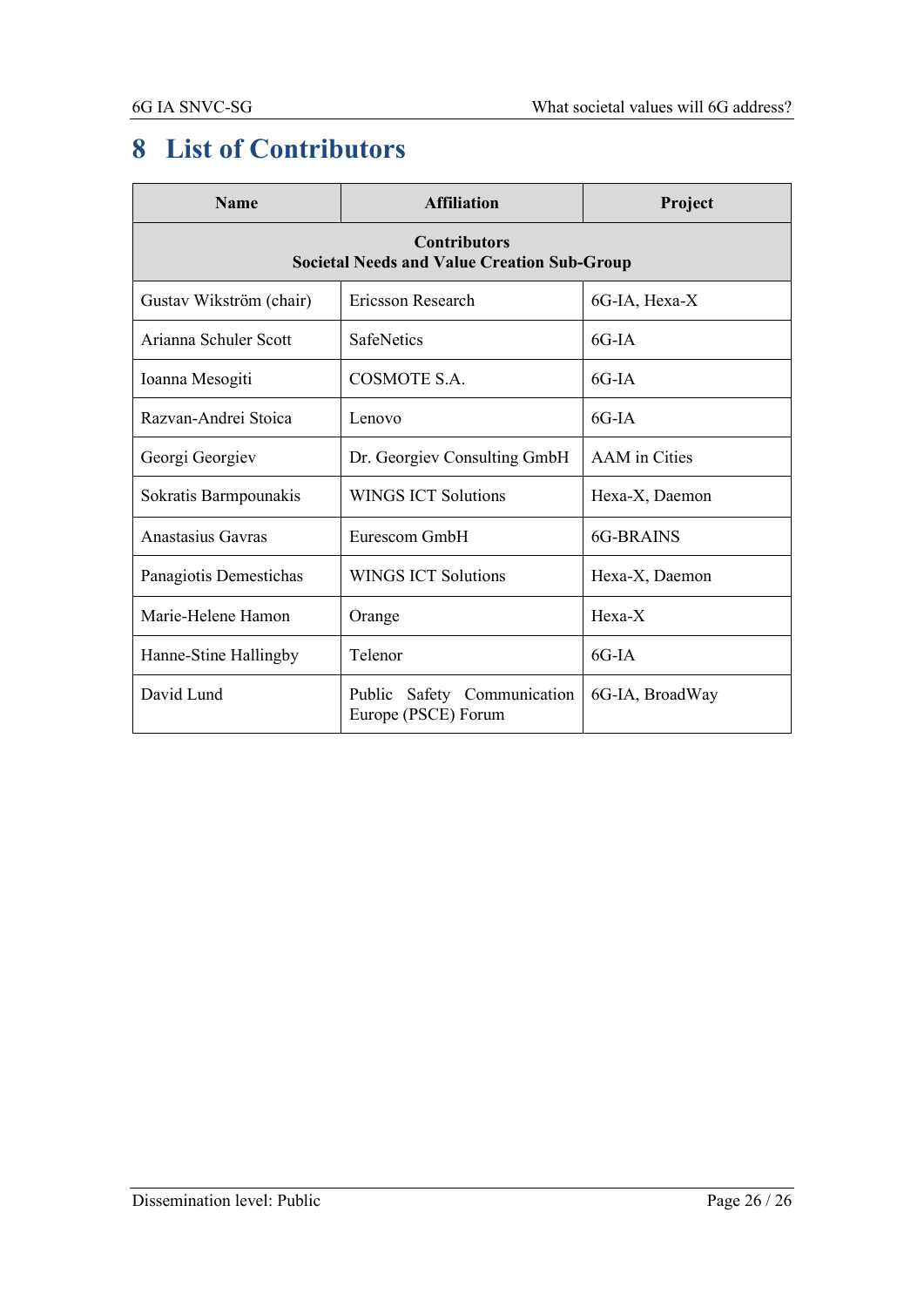# 8 List of Contributors

| Name | Affiliation | Project |
|---|---|---|
| **Contributors Societal Needs and Value Creation Sub-Group** | | |
| Gustav Wikström (chair) | Ericsson Research | 6G-IA, Hexa-X |
| Arianna Schuler Scott | SafeNetics | 6G-IA |
| Ioanna Mesogiti | COSMOTE S.A. | 6G-IA |
| Razvan-Andrei Stoica | Lenovo | 6G-IA |
| Georgi Georgiev | Dr. Georgiev Consulting GmbH | AAM in Cities |
| Sokratis Barmpounakis | WINGS ICT Solutions | Hexa-X, Daemon |
| Anastasius Gavras | Eurescom GmbH | 6G-BRAINS |
| Panagiotis Demestichas | WINGS ICT Solutions | Hexa-X, Daemon |
| Marie-Helene Hamon | Orange | Hexa-X |
| Hanne-Stine Hallingby | Telenor | 6G-IA |
| David Lund | Public Safety Communication Europe (PSCE) Forum | 6G-IA, BroadWay |